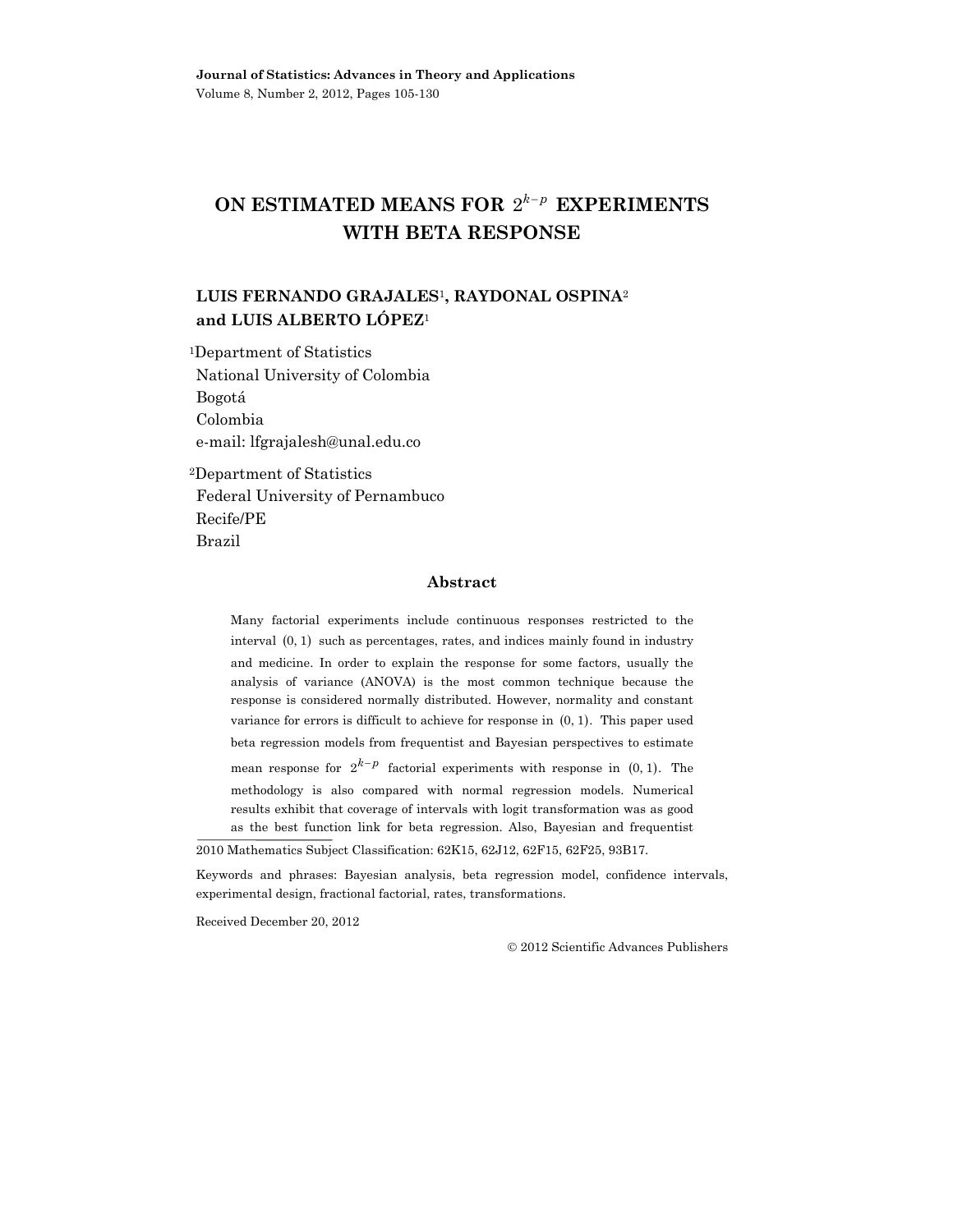# ON ESTIMATED MEANS FOR $2^{k-p}$ EXPERIMENTS WITH BETA RESPONSE

**LUIS FERNANDO GRAJALES**[1], **RAYDONAL OSPINA**[2] **and LUIS ALBERTO LÓPEZ**[1]

[1]Department of Statistics
National University of Colombia
Bogotá
Colombia
e-mail: lfgrajalesh@unal.edu.co

[2]Department of Statistics
Federal University of Pernambuco
Recife/PE
Brazil

## Abstract

Many factorial experiments include continuous responses restricted to the interval $(0, 1)$ such as percentages, rates, and indices mainly found in industry and medicine. In order to explain the response for some factors, usually the analysis of variance (ANOVA) is the most common technique because the response is considered normally distributed. However, normality and constant variance for errors is difficult to achieve for response in $(0, 1)$. This paper used beta regression models from frequentist and Bayesian perspectives to estimate mean response for $2^{k-p}$ factorial experiments with response in $(0, 1)$. The methodology is also compared with normal regression models. Numerical results exhibit that coverage of intervals with logit transformation was as good as the best function link for beta regression. Also, Bayesian and frequentist

---

2010 Mathematics Subject Classification: 62K15, 62J12, 62F15, 62F25, 93B17.

Keywords and phrases: Bayesian analysis, beta regression model, confidence intervals, experimental design, fractional factorial, rates, transformations.

Received December 20, 2012

© 2012 Scientific Advances Publishers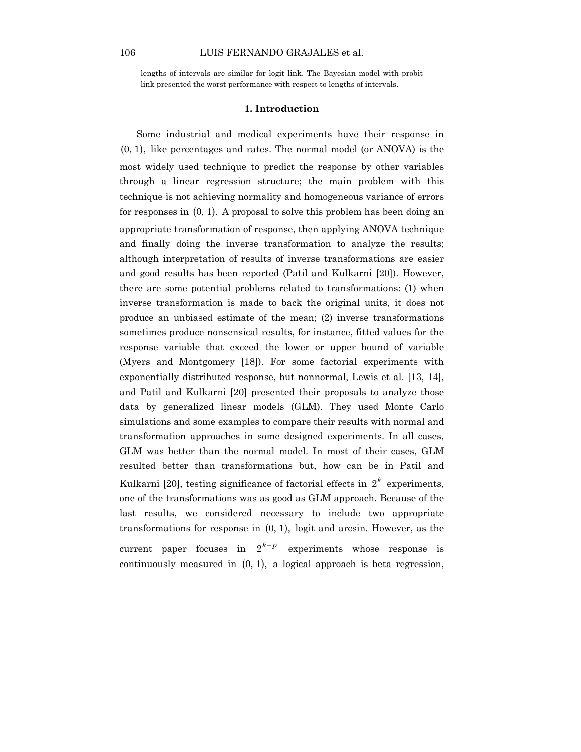lengths of intervals are similar for logit link. The Bayesian model with probit link presented the worst performance with respect to lengths of intervals.

## 1. Introduction

Some industrial and medical experiments have their response in $(0, 1)$, like percentages and rates. The normal model (or ANOVA) is the most widely used technique to predict the response by other variables through a linear regression structure; the main problem with this technique is not achieving normality and homogeneous variance of errors for responses in $(0, 1)$. A proposal to solve this problem has been doing an appropriate transformation of response, then applying ANOVA technique and finally doing the inverse transformation to analyze the results; although interpretation of results of inverse transformations are easier and good results has been reported (Patil and Kulkarni [20]). However, there are some potential problems related to transformations: (1) when inverse transformation is made to back the original units, it does not produce an unbiased estimate of the mean; (2) inverse transformations sometimes produce nonsensical results, for instance, fitted values for the response variable that exceed the lower or upper bound of variable (Myers and Montgomery [18]). For some factorial experiments with exponentially distributed response, but nonnormal, Lewis et al. [13, 14], and Patil and Kulkarni [20] presented their proposals to analyze those data by generalized linear models (GLM). They used Monte Carlo simulations and some examples to compare their results with normal and transformation approaches in some designed experiments. In all cases, GLM was better than the normal model. In most of their cases, GLM resulted better than transformations but, how can be in Patil and Kulkarni [20], testing significance of factorial effects in $2^k$ experiments, one of the transformations was as good as GLM approach. Because of the last results, we considered necessary to include two appropriate transformations for response in $(0, 1)$, logit and arcsin. However, as the current paper focuses in $2^{k-p}$ experiments whose response is continuously measured in $(0, 1)$, a logical approach is beta regression,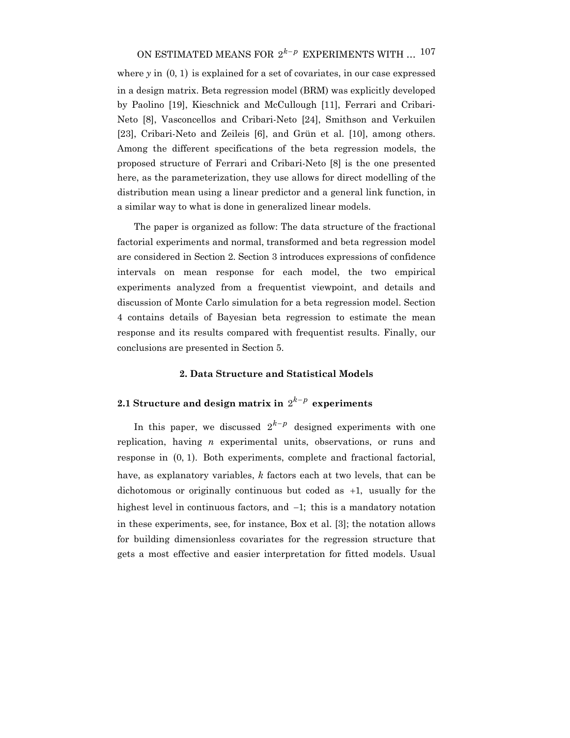where $y$ in $(0, 1)$ is explained for a set of covariates, in our case expressed in a design matrix. Beta regression model (BRM) was explicitly developed by Paolino [19], Kieschnick and McCullough [11], Ferrari and Cribari-Neto [8], Vasconcellos and Cribari-Neto [24], Smithson and Verkuilen [23], Cribari-Neto and Zeileis [6], and Grün et al. [10], among others. Among the different specifications of the beta regression models, the proposed structure of Ferrari and Cribari-Neto [8] is the one presented here, as the parameterization, they use allows for direct modelling of the distribution mean using a linear predictor and a general link function, in a similar way to what is done in generalized linear models.

The paper is organized as follow: The data structure of the fractional factorial experiments and normal, transformed and beta regression model are considered in Section 2. Section 3 introduces expressions of confidence intervals on mean response for each model, the two empirical experiments analyzed from a frequentist viewpoint, and details and discussion of Monte Carlo simulation for a beta regression model. Section 4 contains details of Bayesian beta regression to estimate the mean response and its results compared with frequentist results. Finally, our conclusions are presented in Section 5.

## 2. Data Structure and Statistical Models

### 2.1 Structure and design matrix in $2^{k-p}$ experiments

In this paper, we discussed $2^{k-p}$ designed experiments with one replication, having $n$ experimental units, observations, or runs and response in $(0, 1)$. Both experiments, complete and fractional factorial, have, as explanatory variables, $k$ factors each at two levels, that can be dichotomous or originally continuous but coded as $+1$, usually for the highest level in continuous factors, and $-1$; this is a mandatory notation in these experiments, see, for instance, Box et al. [3]; the notation allows for building dimensionless covariates for the regression structure that gets a most effective and easier interpretation for fitted models. Usual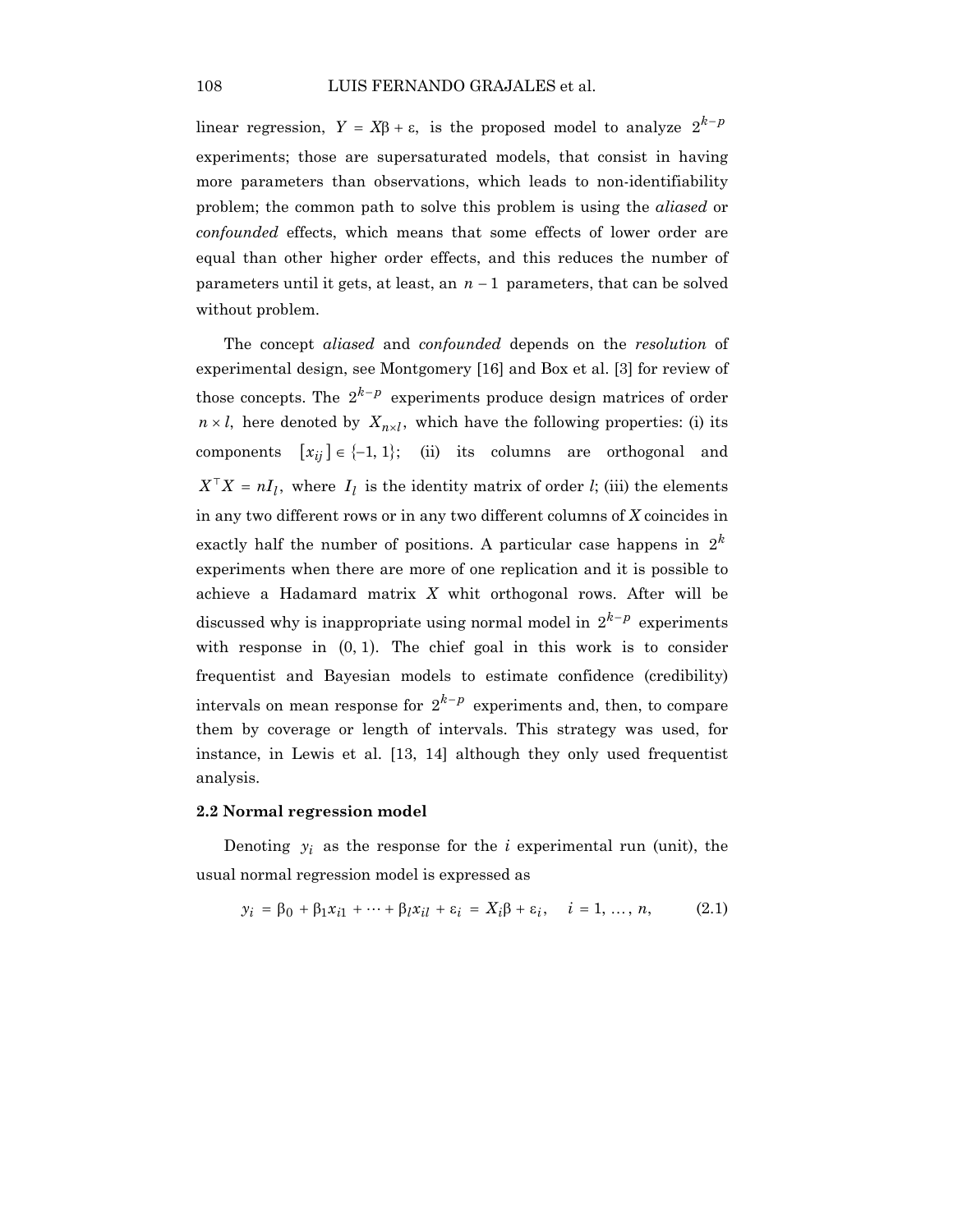linear regression, $Y = X\beta + \varepsilon$, is the proposed model to analyze $2^{k-p}$ experiments; those are supersaturated models, that consist in having more parameters than observations, which leads to non-identifiability problem; the common path to solve this problem is using the *aliased* or *confounded* effects, which means that some effects of lower order are equal than other higher order effects, and this reduces the number of parameters until it gets, at least, an $n - 1$ parameters, that can be solved without problem.

The concept *aliased* and *confounded* depends on the *resolution* of experimental design, see Montgomery [16] and Box et al. [3] for review of those concepts. The $2^{k-p}$ experiments produce design matrices of order $n \times l$, here denoted by $X_{n \times l}$, which have the following properties: (i) its components $[x_{ij}] \in \{-1, 1\}$; (ii) its columns are orthogonal and $X^\top X = nI_l$, where $I_l$ is the identity matrix of order $l$; (iii) the elements in any two different rows or in any two different columns of $X$ coincides in exactly half the number of positions. A particular case happens in $2^k$ experiments when there are more of one replication and it is possible to achieve a Hadamard matrix $X$ whit orthogonal rows. After will be discussed why is inappropriate using normal model in $2^{k-p}$ experiments with response in $(0, 1)$. The chief goal in this work is to consider frequentist and Bayesian models to estimate confidence (credibility) intervals on mean response for $2^{k-p}$ experiments and, then, to compare them by coverage or length of intervals. This strategy was used, for instance, in Lewis et al. [13, 14] although they only used frequentist analysis.

### 2.2 Normal regression model

Denoting $y_i$ as the response for the $i$ experimental run (unit), the usual normal regression model is expressed as

$$y_i = \beta_0 + \beta_1 x_{i1} + \cdots + \beta_l x_{il} + \varepsilon_i = X_i\beta + \varepsilon_i, \quad i = 1, \ldots, n, \tag{2.1}$$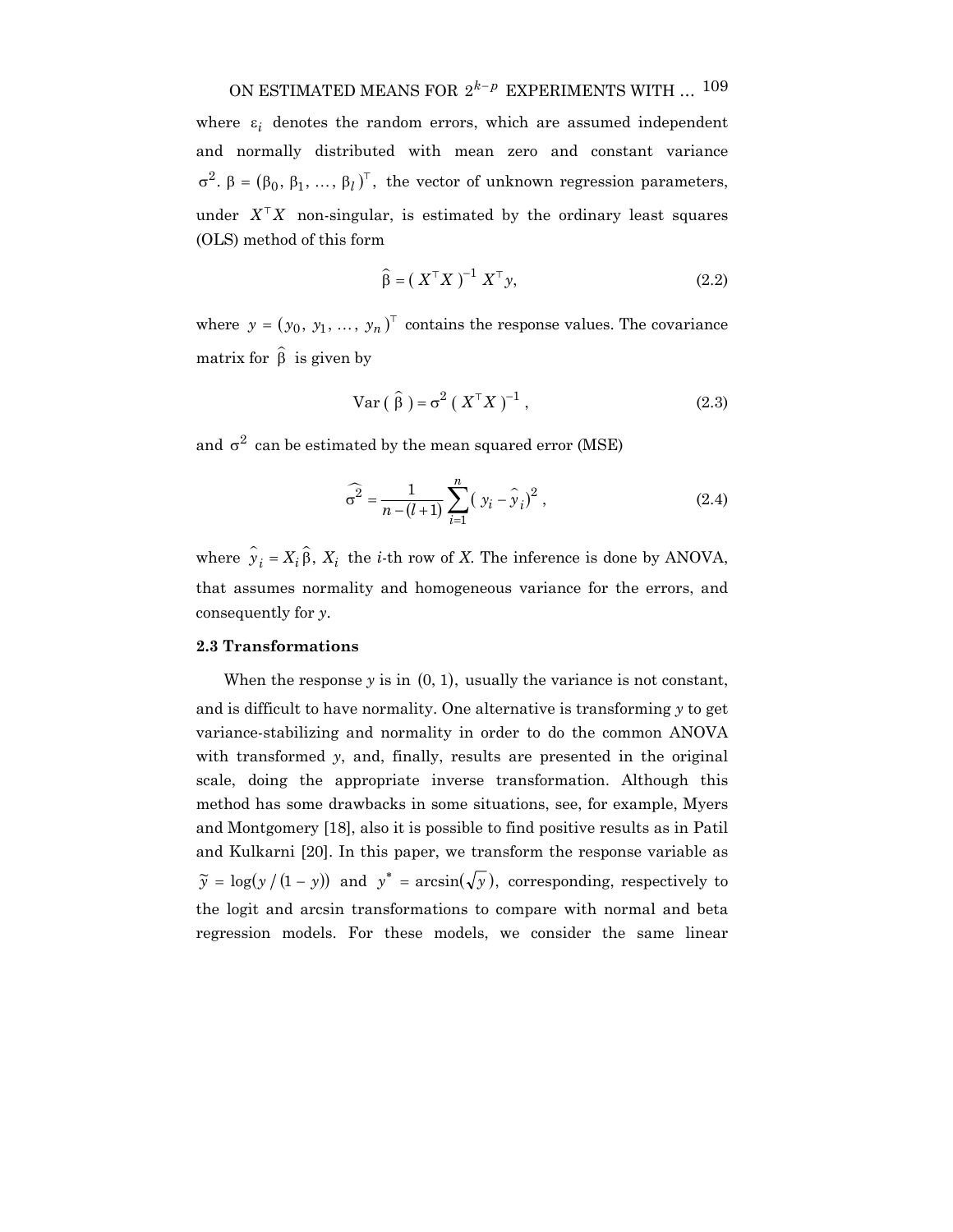where $\varepsilon_i$ denotes the random errors, which are assumed independent and normally distributed with mean zero and constant variance $\sigma^2$. $\beta = (\beta_0, \beta_1, \ldots, \beta_l)^\top$, the vector of unknown regression parameters, under $X^\top X$ non-singular, is estimated by the ordinary least squares (OLS) method of this form

$$\hat{\beta} = (X^\top X)^{-1} X^\top y, \tag{2.2}$$

where $y = (y_0, y_1, \ldots, y_n)^\top$ contains the response values. The covariance matrix for $\hat{\beta}$ is given by

$$\text{Var}(\hat{\beta}) = \sigma^2 (X^\top X)^{-1}, \tag{2.3}$$

and $\sigma^2$ can be estimated by the mean squared error (MSE)

$$\widehat{\sigma^2} = \frac{1}{n-(l+1)} \sum_{i=1}^{n} (y_i - \hat{y}_i)^2, \tag{2.4}$$

where $\hat{y}_i = X_i \hat{\beta}$, $X_i$ the $i$-th row of $X$. The inference is done by ANOVA, that assumes normality and homogeneous variance for the errors, and consequently for $y$.

### 2.3 Transformations

When the response $y$ is in $(0, 1)$, usually the variance is not constant, and is difficult to have normality. One alternative is transforming $y$ to get variance-stabilizing and normality in order to do the common ANOVA with transformed $y$, and, finally, results are presented in the original scale, doing the appropriate inverse transformation. Although this method has some drawbacks in some situations, see, for example, Myers and Montgomery [18], also it is possible to find positive results as in Patil and Kulkarni [20]. In this paper, we transform the response variable as $\tilde{y} = \log(y/(1-y))$ and $y^* = \arcsin(\sqrt{y})$, corresponding, respectively to the logit and arcsin transformations to compare with normal and beta regression models. For these models, we consider the same linear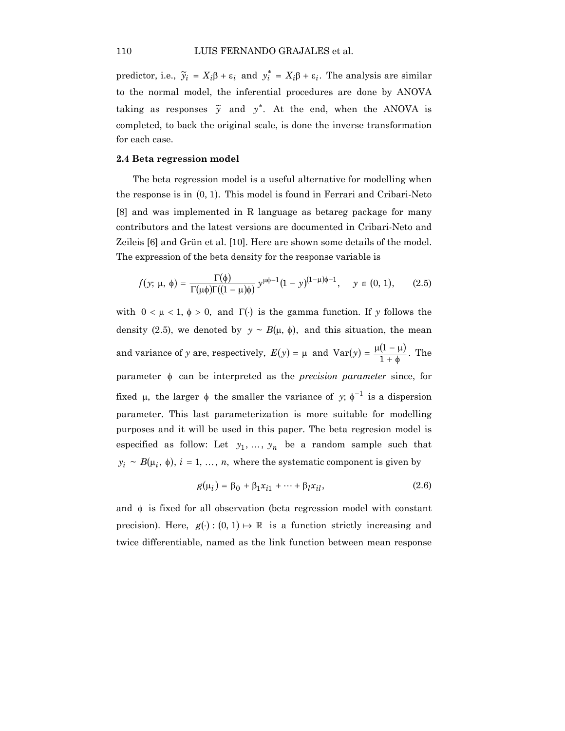predictor, i.e., $\tilde{y}_i = X_i\beta + \varepsilon_i$ and $y_i^* = X_i\beta + \varepsilon_i$. The analysis are similar to the normal model, the inferential procedures are done by ANOVA taking as responses $\tilde{y}$ and $y^*$. At the end, when the ANOVA is completed, to back the original scale, is done the inverse transformation for each case.

### 2.4 Beta regression model

The beta regression model is a useful alternative for modelling when the response is in $(0, 1)$. This model is found in Ferrari and Cribari-Neto [8] and was implemented in R language as betareg package for many contributors and the latest versions are documented in Cribari-Neto and Zeileis [6] and Grün et al. [10]. Here are shown some details of the model. The expression of the beta density for the response variable is

$$f(y;\, \mu,\, \phi) = \frac{\Gamma(\phi)}{\Gamma(\mu\phi)\Gamma((1-\mu)\phi)}\, y^{\mu\phi - 1}(1 - y)^{(1-\mu)\phi - 1}, \quad y \in (0, 1), \tag{2.5}$$

with $0 < \mu < 1$, $\phi > 0$, and $\Gamma(\cdot)$ is the gamma function. If $y$ follows the density (2.5), we denoted by $y \sim B(\mu, \phi)$, and this situation, the mean and variance of $y$ are, respectively, $E(y) = \mu$ and $\mathrm{Var}(y) = \frac{\mu(1-\mu)}{1+\phi}$. The parameter $\phi$ can be interpreted as the *precision parameter* since, for fixed $\mu$, the larger $\phi$ the smaller the variance of $y$; $\phi^{-1}$ is a dispersion parameter. This last parameterization is more suitable for modelling purposes and it will be used in this paper. The beta regresion model is especified as follow: Let $y_1, \ldots, y_n$ be a random sample such that $y_i \sim B(\mu_i, \phi)$, $i = 1, \ldots, n$, where the systematic component is given by

$$g(\mu_i) = \beta_0 + \beta_1 x_{i1} + \cdots + \beta_l x_{il}, \tag{2.6}$$

and $\phi$ is fixed for all observation (beta regression model with constant precision). Here, $g(\cdot) : (0, 1) \mapsto \mathbb{R}$ is a function strictly increasing and twice differentiable, named as the link function between mean response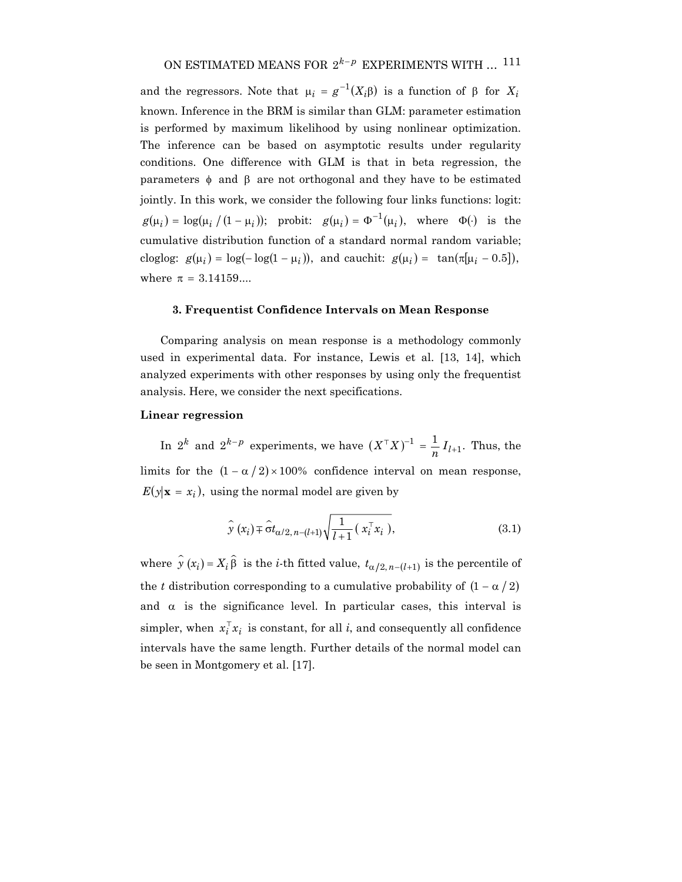and the regressors. Note that $\mu_i = g^{-1}(X_i\beta)$ is a function of $\beta$ for $X_i$ known. Inference in the BRM is similar than GLM: parameter estimation is performed by maximum likelihood by using nonlinear optimization. The inference can be based on asymptotic results under regularity conditions. One difference with GLM is that in beta regression, the parameters $\phi$ and $\beta$ are not orthogonal and they have to be estimated jointly. In this work, we consider the following four links functions: logit: $g(\mu_i) = \log(\mu_i / (1 - \mu_i))$; probit: $g(\mu_i) = \Phi^{-1}(\mu_i)$, where $\Phi(\cdot)$ is the cumulative distribution function of a standard normal random variable; cloglog: $g(\mu_i) = \log(-\log(1 - \mu_i))$, and cauchit: $g(\mu_i) = \tan(\pi[\mu_i - 0.5])$, where $\pi = 3.14159....$

### 3. Frequentist Confidence Intervals on Mean Response

Comparing analysis on mean response is a methodology commonly used in experimental data. For instance, Lewis et al. [13, 14], which analyzed experiments with other responses by using only the frequentist analysis. Here, we consider the next specifications.

**Linear regression**

In $2^k$ and $2^{k-p}$ experiments, we have $(X^\top X)^{-1} = \frac{1}{n} I_{l+1}$. Thus, the limits for the $(1 - \alpha / 2) \times 100\%$ confidence interval on mean response, $E(y|\mathbf{x} = x_i)$, using the normal model are given by

$$\hat{y}(x_i) \mp \hat{\sigma} t_{\alpha/2, n-(l+1)} \sqrt{\frac{1}{l+1}(x_i^\top x_i)}, \tag{3.1}$$

where $\hat{y}(x_i) = X_i \hat{\beta}$ is the $i$-th fitted value, $t_{\alpha/2, n-(l+1)}$ is the percentile of the $t$ distribution corresponding to a cumulative probability of $(1 - \alpha / 2)$ and $\alpha$ is the significance level. In particular cases, this interval is simpler, when $x_i^\top x_i$ is constant, for all $i$, and consequently all confidence intervals have the same length. Further details of the normal model can be seen in Montgomery et al. [17].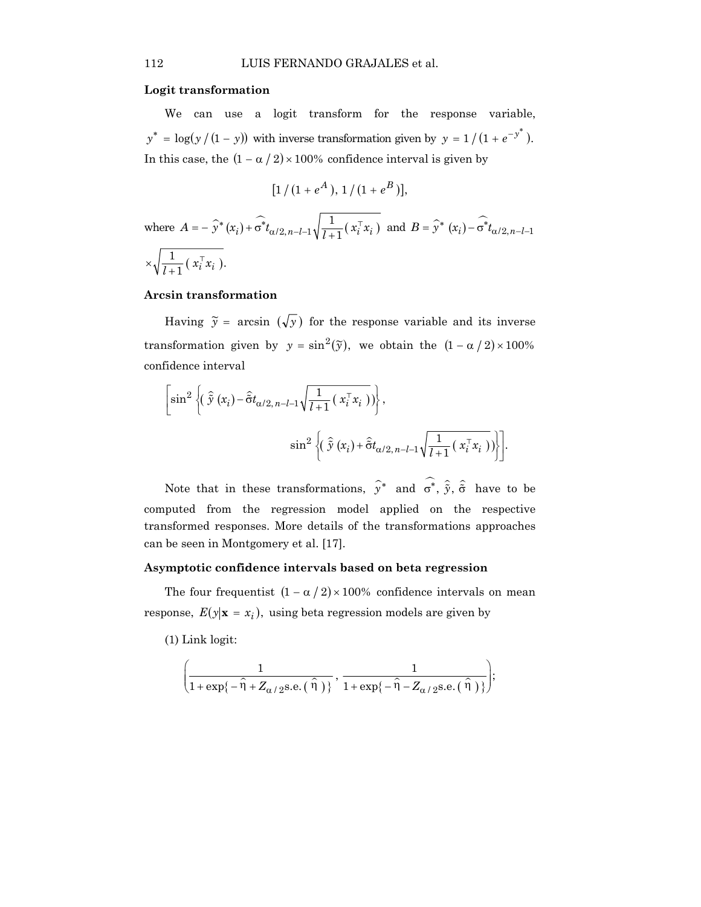**Logit transformation**

We can use a logit transform for the response variable, $y^* = \log(y/(1-y))$ with inverse transformation given by $y = 1/(1+e^{-y^*})$. In this case, the $(1-\alpha/2) \times 100\%$ confidence interval is given by

$$[1/(1+e^A), 1/(1+e^B)],$$

where $A = -\widehat{y}^*(x_i) + \widehat{\sigma^*} t_{\alpha/2, n-l-1} \sqrt{\frac{1}{l+1}(x_i^\top x_i)}$ and $B = \widehat{y}^*(x_i) - \widehat{\sigma^*} t_{\alpha/2, n-l-1} \times \sqrt{\frac{1}{l+1}(x_i^\top x_i)}$.

**Arcsin transformation**

Having $\tilde{y} = \arcsin(\sqrt{y})$ for the response variable and its inverse transformation given by $y = \sin^2(\tilde{y})$, we obtain the $(1-\alpha/2) \times 100\%$ confidence interval

$$\left[\sin^2\left\{(\hat{\tilde{y}}(x_i) - \hat{\tilde{\sigma}} t_{\alpha/2, n-l-1} \sqrt{\frac{1}{l+1}(x_i^\top x_i)})\right\}, \sin^2\left\{(\hat{\tilde{y}}(x_i) + \hat{\tilde{\sigma}} t_{\alpha/2, n-l-1} \sqrt{\frac{1}{l+1}(x_i^\top x_i)})\right\}\right].$$

Note that in these transformations, $\widehat{y}^*$ and $\widehat{\sigma^*}$, $\hat{\tilde{y}}$, $\hat{\tilde{\sigma}}$ have to be computed from the regression model applied on the respective transformed responses. More details of the transformations approaches can be seen in Montgomery et al. [17].

**Asymptotic confidence intervals based on beta regression**

The four frequentist $(1-\alpha/2) \times 100\%$ confidence intervals on mean response, $E(y|\mathbf{x} = x_i)$, using beta regression models are given by

(1) Link logit:

$$\left(\frac{1}{1+\exp\{-\hat{\eta} + Z_{\alpha/2}\text{s.e.}(\hat{\eta})\}}, \frac{1}{1+\exp\{-\hat{\eta} - Z_{\alpha/2}\text{s.e.}(\hat{\eta})\}}\right);$$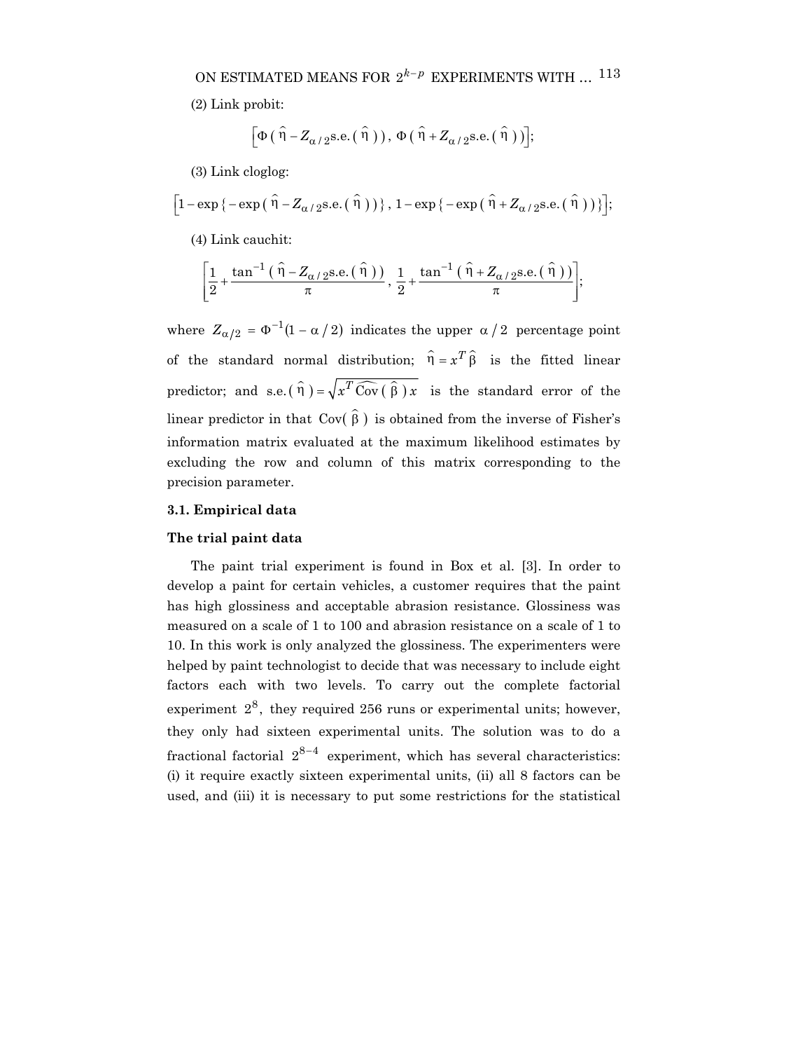(2) Link probit:

$$\left[\Phi\left(\hat{\eta} - Z_{\alpha/2}\text{s.e.}\left(\hat{\eta}\right)\right),\ \Phi\left(\hat{\eta} + Z_{\alpha/2}\text{s.e.}\left(\hat{\eta}\right)\right)\right];$$

(3) Link cloglog:

$$\left[1 - \exp\left\{-\exp\left(\hat{\eta} - Z_{\alpha/2}\text{s.e.}\left(\hat{\eta}\right)\right)\right\},\ 1 - \exp\left\{-\exp\left(\hat{\eta} + Z_{\alpha/2}\text{s.e.}\left(\hat{\eta}\right)\right)\right\}\right];$$

(4) Link cauchit:

$$\left[\frac{1}{2} + \frac{\tan^{-1}\left(\hat{\eta} - Z_{\alpha/2}\text{s.e.}\left(\hat{\eta}\right)\right)}{\pi},\ \frac{1}{2} + \frac{\tan^{-1}\left(\hat{\eta} + Z_{\alpha/2}\text{s.e.}\left(\hat{\eta}\right)\right)}{\pi}\right];$$

where $Z_{\alpha/2} = \Phi^{-1}(1 - \alpha/2)$ indicates the upper $\alpha/2$ percentage point of the standard normal distribution; $\hat{\eta} = x^T\hat{\beta}$ is the fitted linear predictor; and $\text{s.e.}(\hat{\eta}) = \sqrt{x^T\widehat{\text{Cov}}(\hat{\beta})x}$ is the standard error of the linear predictor in that $\text{Cov}(\hat{\beta})$ is obtained from the inverse of Fisher's information matrix evaluated at the maximum likelihood estimates by excluding the row and column of this matrix corresponding to the precision parameter.

### 3.1. Empirical data

**The trial paint data**

The paint trial experiment is found in Box et al. [3]. In order to develop a paint for certain vehicles, a customer requires that the paint has high glossiness and acceptable abrasion resistance. Glossiness was measured on a scale of 1 to 100 and abrasion resistance on a scale of 1 to 10. In this work is only analyzed the glossiness. The experimenters were helped by paint technologist to decide that was necessary to include eight factors each with two levels. To carry out the complete factorial experiment $2^8$, they required 256 runs or experimental units; however, they only had sixteen experimental units. The solution was to do a fractional factorial $2^{8-4}$ experiment, which has several characteristics: (i) it require exactly sixteen experimental units, (ii) all 8 factors can be used, and (iii) it is necessary to put some restrictions for the statistical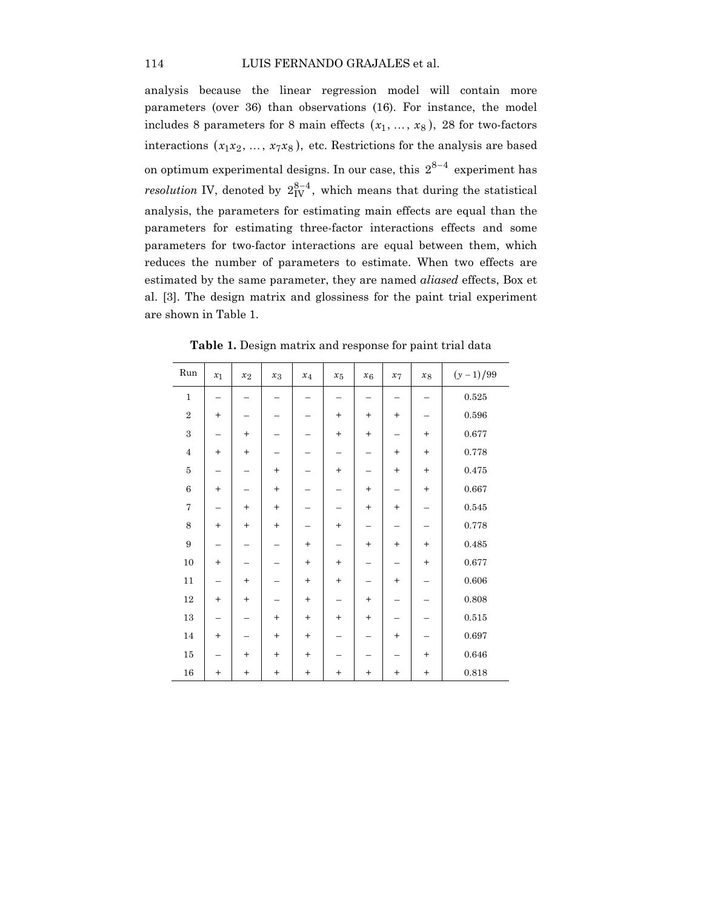analysis because the linear regression model will contain more parameters (over 36) than observations (16). For instance, the model includes 8 parameters for 8 main effects $(x_1, \ldots, x_8)$, 28 for two-factors interactions $(x_1x_2, \ldots, x_7x_8)$, etc. Restrictions for the analysis are based on optimum experimental designs. In our case, this $2^{8-4}$ experiment has *resolution* IV, denoted by $2_{\text{IV}}^{8-4}$, which means that during the statistical analysis, the parameters for estimating main effects are equal than the parameters for estimating three-factor interactions effects and some parameters for two-factor interactions are equal between them, which reduces the number of parameters to estimate. When two effects are estimated by the same parameter, they are named *aliased* effects, Box et al. [3]. The design matrix and glossiness for the paint trial experiment are shown in Table 1.

**Table 1.** Design matrix and response for paint trial data

| Run | $x_1$ | $x_2$ | $x_3$ | $x_4$ | $x_5$ | $x_6$ | $x_7$ | $x_8$ | $(y-1)/99$ |
|---|---|---|---|---|---|---|---|---|---|
| 1 | – | – | – | – | – | – | – | – | 0.525 |
| 2 | + | – | – | – | + | + | + | – | 0.596 |
| 3 | – | + | – | – | + | + | – | + | 0.677 |
| 4 | + | + | – | – | – | – | + | + | 0.778 |
| 5 | – | – | + | – | + | – | + | + | 0.475 |
| 6 | + | – | + | – | – | + | – | + | 0.667 |
| 7 | – | + | + | – | – | + | + | – | 0.545 |
| 8 | + | + | + | – | + | – | – | – | 0.778 |
| 9 | – | – | – | + | – | + | + | + | 0.485 |
| 10 | + | – | – | + | + | – | – | + | 0.677 |
| 11 | – | + | – | + | + | – | + | – | 0.606 |
| 12 | + | + | – | + | – | + | – | – | 0.808 |
| 13 | – | – | + | + | + | + | – | – | 0.515 |
| 14 | + | – | + | + | – | – | + | – | 0.697 |
| 15 | – | + | + | + | – | – | – | + | 0.646 |
| 16 | + | + | + | + | + | + | + | + | 0.818 |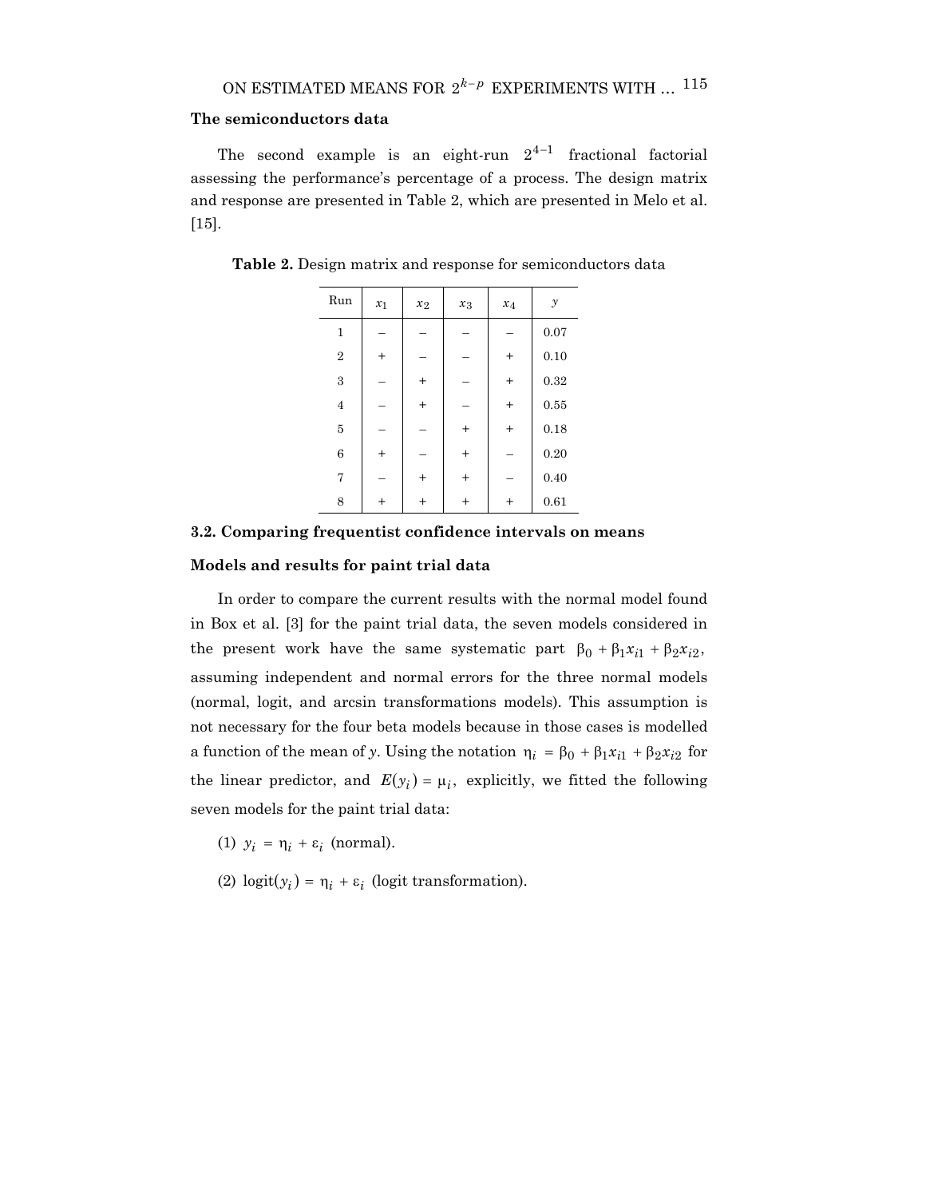### The semiconductors data

The second example is an eight-run $2^{4-1}$ fractional factorial assessing the performance's percentage of a process. The design matrix and response are presented in Table 2, which are presented in Melo et al. [15].

**Table 2.** Design matrix and response for semiconductors data

| Run | $x_1$ | $x_2$ | $x_3$ | $x_4$ | $y$ |
|---|---|---|---|---|---|
| 1 | – | – | – | – | 0.07 |
| 2 | + | – | – | + | 0.10 |
| 3 | – | + | – | + | 0.32 |
| 4 | – | + | – | + | 0.55 |
| 5 | – | – | + | + | 0.18 |
| 6 | + | – | + | – | 0.20 |
| 7 | – | + | + | – | 0.40 |
| 8 | + | + | + | + | 0.61 |

## 3.2. Comparing frequentist confidence intervals on means

### Models and results for paint trial data

In order to compare the current results with the normal model found in Box et al. [3] for the paint trial data, the seven models considered in the present work have the same systematic part $\beta_0 + \beta_1 x_{i1} + \beta_2 x_{i2}$, assuming independent and normal errors for the three normal models (normal, logit, and arcsin transformations models). This assumption is not necessary for the four beta models because in those cases is modelled a function of the mean of $y$. Using the notation $\eta_i = \beta_0 + \beta_1 x_{i1} + \beta_2 x_{i2}$ for the linear predictor, and $E(y_i) = \mu_i$, explicitly, we fitted the following seven models for the paint trial data:

(1) $y_i = \eta_i + \varepsilon_i$ (normal).

(2) $\text{logit}(y_i) = \eta_i + \varepsilon_i$ (logit transformation).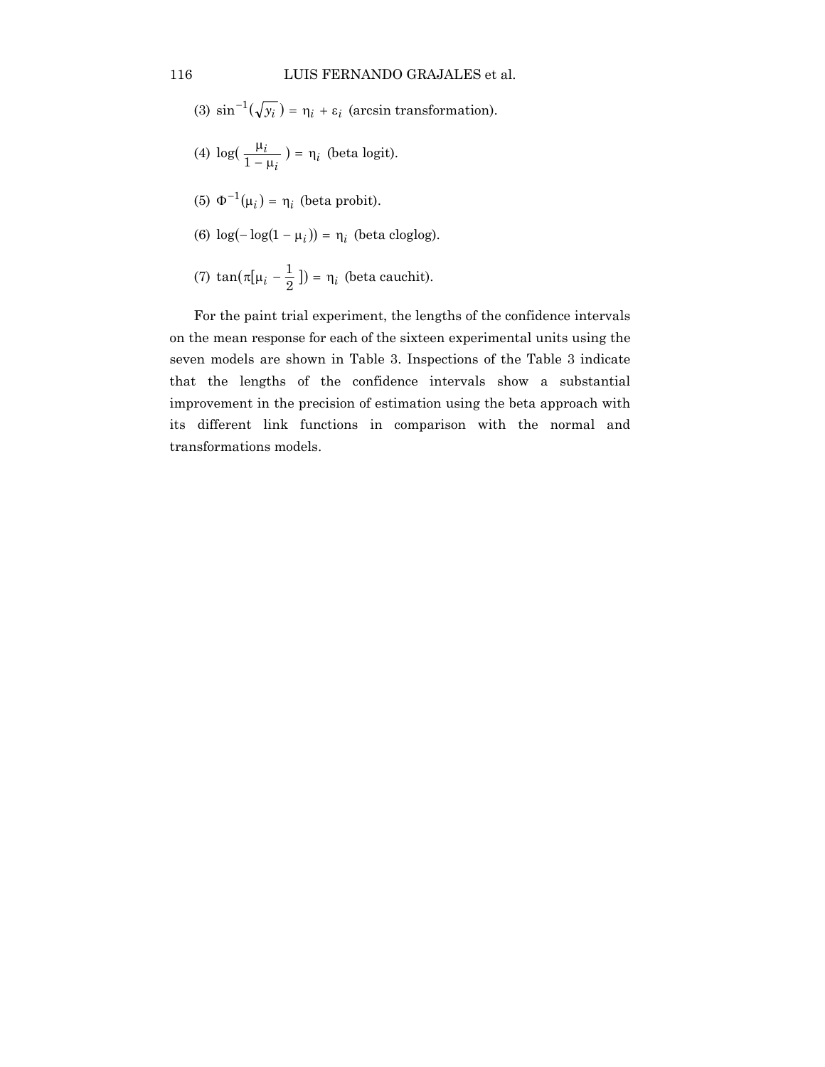(3) $\sin^{-1}(\sqrt{y_i}) = \eta_i + \varepsilon_i$ (arcsin transformation).

(4) $\log(\frac{\mu_i}{1-\mu_i}) = \eta_i$ (beta logit).

(5) $\Phi^{-1}(\mu_i) = \eta_i$ (beta probit).

(6) $\log(-\log(1-\mu_i)) = \eta_i$ (beta cloglog).

(7) $\tan(\pi[\mu_i - \frac{1}{2}]) = \eta_i$ (beta cauchit).

For the paint trial experiment, the lengths of the confidence intervals on the mean response for each of the sixteen experimental units using the seven models are shown in Table 3. Inspections of the Table 3 indicate that the lengths of the confidence intervals show a substantial improvement in the precision of estimation using the beta approach with its different link functions in comparison with the normal and transformations models.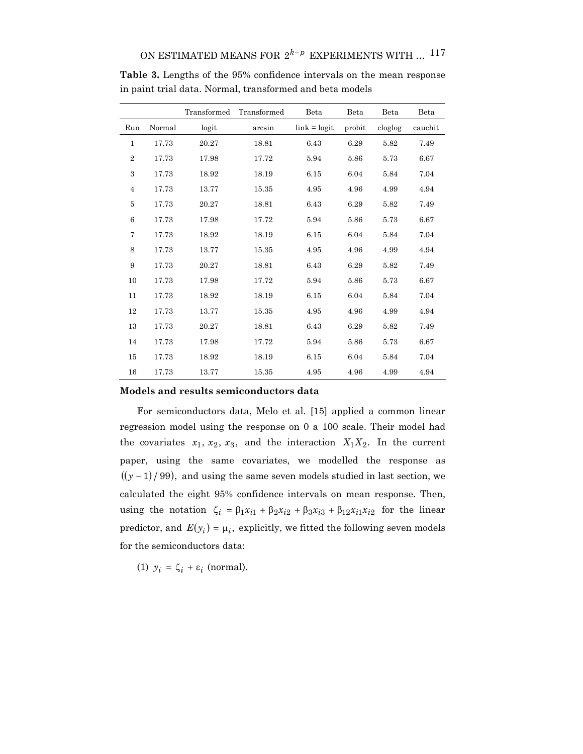**Table 3.** Lengths of the 95% confidence intervals on the mean response in paint trial data. Normal, transformed and beta models

| | | Transformed | Transformed | Beta | Beta | Beta | Beta |
|---|---|---|---|---|---|---|---|
| Run | Normal | logit | arcsin | link = logit | probit | cloglog | cauchit |
| 1 | 17.73 | 20.27 | 18.81 | 6.43 | 6.29 | 5.82 | 7.49 |
| 2 | 17.73 | 17.98 | 17.72 | 5.94 | 5.86 | 5.73 | 6.67 |
| 3 | 17.73 | 18.92 | 18.19 | 6.15 | 6.04 | 5.84 | 7.04 |
| 4 | 17.73 | 13.77 | 15.35 | 4.95 | 4.96 | 4.99 | 4.94 |
| 5 | 17.73 | 20.27 | 18.81 | 6.43 | 6.29 | 5.82 | 7.49 |
| 6 | 17.73 | 17.98 | 17.72 | 5.94 | 5.86 | 5.73 | 6.67 |
| 7 | 17.73 | 18.92 | 18.19 | 6.15 | 6.04 | 5.84 | 7.04 |
| 8 | 17.73 | 13.77 | 15.35 | 4.95 | 4.96 | 4.99 | 4.94 |
| 9 | 17.73 | 20.27 | 18.81 | 6.43 | 6.29 | 5.82 | 7.49 |
| 10 | 17.73 | 17.98 | 17.72 | 5.94 | 5.86 | 5.73 | 6.67 |
| 11 | 17.73 | 18.92 | 18.19 | 6.15 | 6.04 | 5.84 | 7.04 |
| 12 | 17.73 | 13.77 | 15.35 | 4.95 | 4.96 | 4.99 | 4.94 |
| 13 | 17.73 | 20.27 | 18.81 | 6.43 | 6.29 | 5.82 | 7.49 |
| 14 | 17.73 | 17.98 | 17.72 | 5.94 | 5.86 | 5.73 | 6.67 |
| 15 | 17.73 | 18.92 | 18.19 | 6.15 | 6.04 | 5.84 | 7.04 |
| 16 | 17.73 | 13.77 | 15.35 | 4.95 | 4.96 | 4.99 | 4.94 |

**Models and results semiconductors data**

For semiconductors data, Melo et al. [15] applied a common linear regression model using the response on 0 a 100 scale. Their model had the covariates $x_1, x_2, x_3$, and the interaction $X_1X_2$. In the current paper, using the same covariates, we modelled the response as $((y-1)/99)$, and using the same seven models studied in last section, we calculated the eight 95% confidence intervals on mean response. Then, using the notation $\zeta_i = \beta_1 x_{i1} + \beta_2 x_{i2} + \beta_3 x_{i3} + \beta_{12} x_{i1} x_{i2}$ for the linear predictor, and $E(y_i) = \mu_i$, explicitly, we fitted the following seven models for the semiconductors data:

(1) $y_i = \zeta_i + \varepsilon_i$ (normal).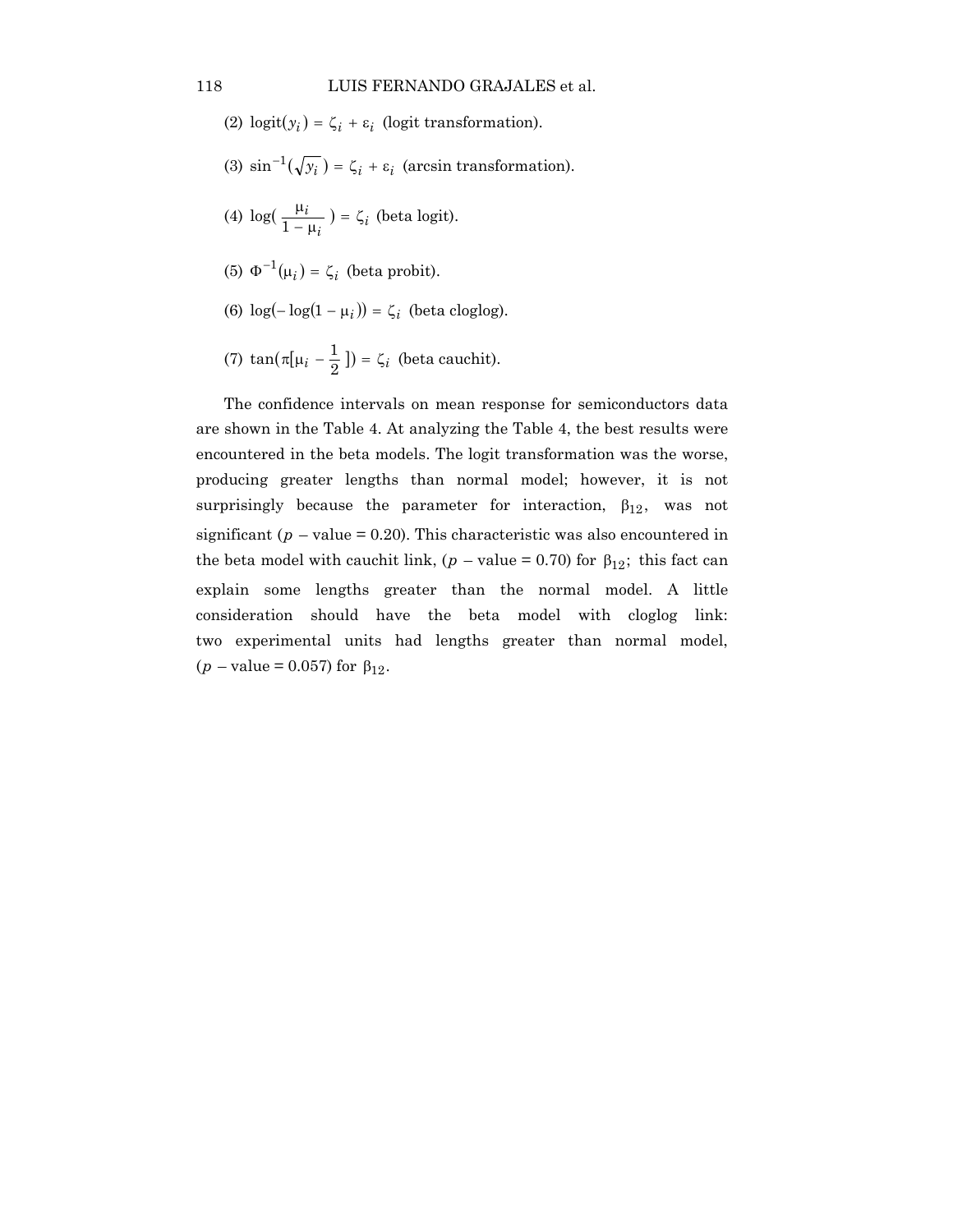(2) $\text{logit}(y_i) = \zeta_i + \varepsilon_i$ (logit transformation).

(3) $\sin^{-1}(\sqrt{y_i}) = \zeta_i + \varepsilon_i$ (arcsin transformation).

(4) $\log(\frac{\mu_i}{1 - \mu_i}) = \zeta_i$ (beta logit).

(5) $\Phi^{-1}(\mu_i) = \zeta_i$ (beta probit).

(6) $\log(-\log(1 - \mu_i)) = \zeta_i$ (beta cloglog).

(7) $\tan(\pi[\mu_i - \frac{1}{2}]) = \zeta_i$ (beta cauchit).

The confidence intervals on mean response for semiconductors data are shown in the Table 4. At analyzing the Table 4, the best results were encountered in the beta models. The logit transformation was the worse, producing greater lengths than normal model; however, it is not surprisingly because the parameter for interaction, $\beta_{12}$, was not significant ($p$ – value = 0.20). This characteristic was also encountered in the beta model with cauchit link, ($p$ – value = 0.70) for $\beta_{12}$; this fact can explain some lengths greater than the normal model. A little consideration should have the beta model with cloglog link: two experimental units had lengths greater than normal model, ($p$ – value = 0.057) for $\beta_{12}$.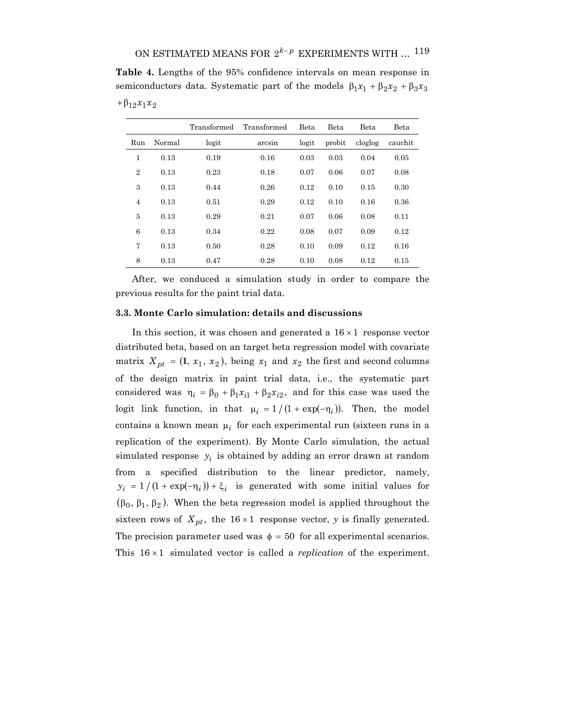**Table 4.** Lengths of the 95% confidence intervals on mean response in semiconductors data. Systematic part of the models $\beta_1 x_1 + \beta_2 x_2 + \beta_3 x_3 + \beta_{12} x_1 x_2$

| Run | Normal | Transformed logit | Transformed arcsin | Beta logit | Beta probit | Beta cloglog | Beta cauchit |
|---|---|---|---|---|---|---|---|
| 1 | 0.13 | 0.19 | 0.16 | 0.03 | 0.03 | 0.04 | 0.05 |
| 2 | 0.13 | 0.23 | 0.18 | 0.07 | 0.06 | 0.07 | 0.08 |
| 3 | 0.13 | 0.44 | 0.26 | 0.12 | 0.10 | 0.15 | 0.30 |
| 4 | 0.13 | 0.51 | 0.29 | 0.12 | 0.10 | 0.16 | 0.36 |
| 5 | 0.13 | 0.29 | 0.21 | 0.07 | 0.06 | 0.08 | 0.11 |
| 6 | 0.13 | 0.34 | 0.22 | 0.08 | 0.07 | 0.09 | 0.12 |
| 7 | 0.13 | 0.50 | 0.28 | 0.10 | 0.09 | 0.12 | 0.16 |
| 8 | 0.13 | 0.47 | 0.28 | 0.10 | 0.08 | 0.12 | 0.15 |

After, we conduced a simulation study in order to compare the previous results for the paint trial data.

### 3.3. Monte Carlo simulation: details and discussions

In this section, it was chosen and generated a $16 \times 1$ response vector distributed beta, based on an target beta regression model with covariate matrix $X_{pt} = (\mathbf{1}, x_1, x_2)$, being $x_1$ and $x_2$ the first and second columns of the design matrix in paint trial data, i.e., the systematic part considered was $\eta_i = \beta_0 + \beta_1 x_{i1} + \beta_2 x_{i2}$, and for this case was used the logit link function, in that $\mu_i = 1/(1 + \exp(-\eta_i))$. Then, the model contains a known mean $\mu_i$ for each experimental run (sixteen runs in a replication of the experiment). By Monte Carlo simulation, the actual simulated response $y_i$ is obtained by adding an error drawn at random from a specified distribution to the linear predictor, namely, $y_i = 1/(1 + \exp(-\eta_i)) + \xi_i$ is generated with some initial values for $(\beta_0, \beta_1, \beta_2)$. When the beta regression model is applied throughout the sixteen rows of $X_{pt}$, the $16 \times 1$ response vector, $y$ is finally generated. The precision parameter used was $\phi = 50$ for all experimental scenarios. This $16 \times 1$ simulated vector is called a *replication* of the experiment.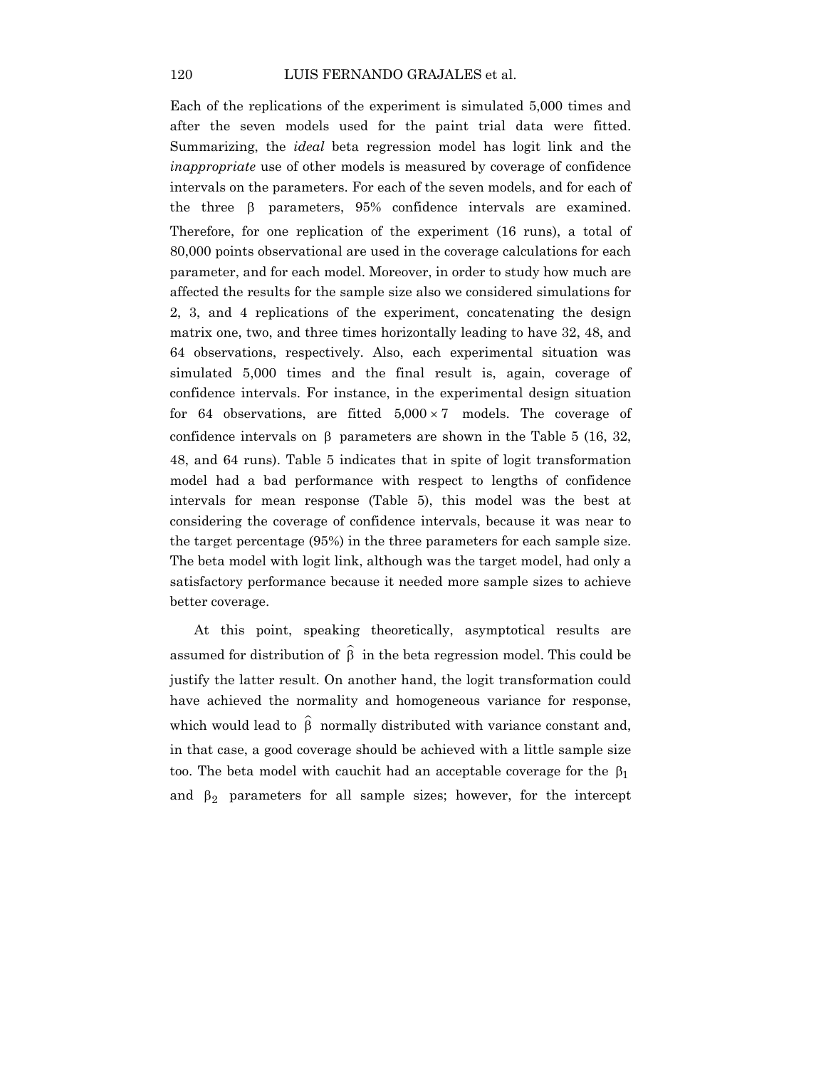Each of the replications of the experiment is simulated 5,000 times and after the seven models used for the paint trial data were fitted. Summarizing, the *ideal* beta regression model has logit link and the *inappropriate* use of other models is measured by coverage of confidence intervals on the parameters. For each of the seven models, and for each of the three $\beta$ parameters, 95% confidence intervals are examined. Therefore, for one replication of the experiment (16 runs), a total of 80,000 points observational are used in the coverage calculations for each parameter, and for each model. Moreover, in order to study how much are affected the results for the sample size also we considered simulations for 2, 3, and 4 replications of the experiment, concatenating the design matrix one, two, and three times horizontally leading to have 32, 48, and 64 observations, respectively. Also, each experimental situation was simulated 5,000 times and the final result is, again, coverage of confidence intervals. For instance, in the experimental design situation for 64 observations, are fitted $5{,}000 \times 7$ models. The coverage of confidence intervals on $\beta$ parameters are shown in the Table 5 (16, 32, 48, and 64 runs). Table 5 indicates that in spite of logit transformation model had a bad performance with respect to lengths of confidence intervals for mean response (Table 5), this model was the best at considering the coverage of confidence intervals, because it was near to the target percentage (95%) in the three parameters for each sample size. The beta model with logit link, although was the target model, had only a satisfactory performance because it needed more sample sizes to achieve better coverage.

At this point, speaking theoretically, asymptotical results are assumed for distribution of $\widehat{\beta}$ in the beta regression model. This could be justify the latter result. On another hand, the logit transformation could have achieved the normality and homogeneous variance for response, which would lead to $\widehat{\beta}$ normally distributed with variance constant and, in that case, a good coverage should be achieved with a little sample size too. The beta model with cauchit had an acceptable coverage for the $\beta_1$ and $\beta_2$ parameters for all sample sizes; however, for the intercept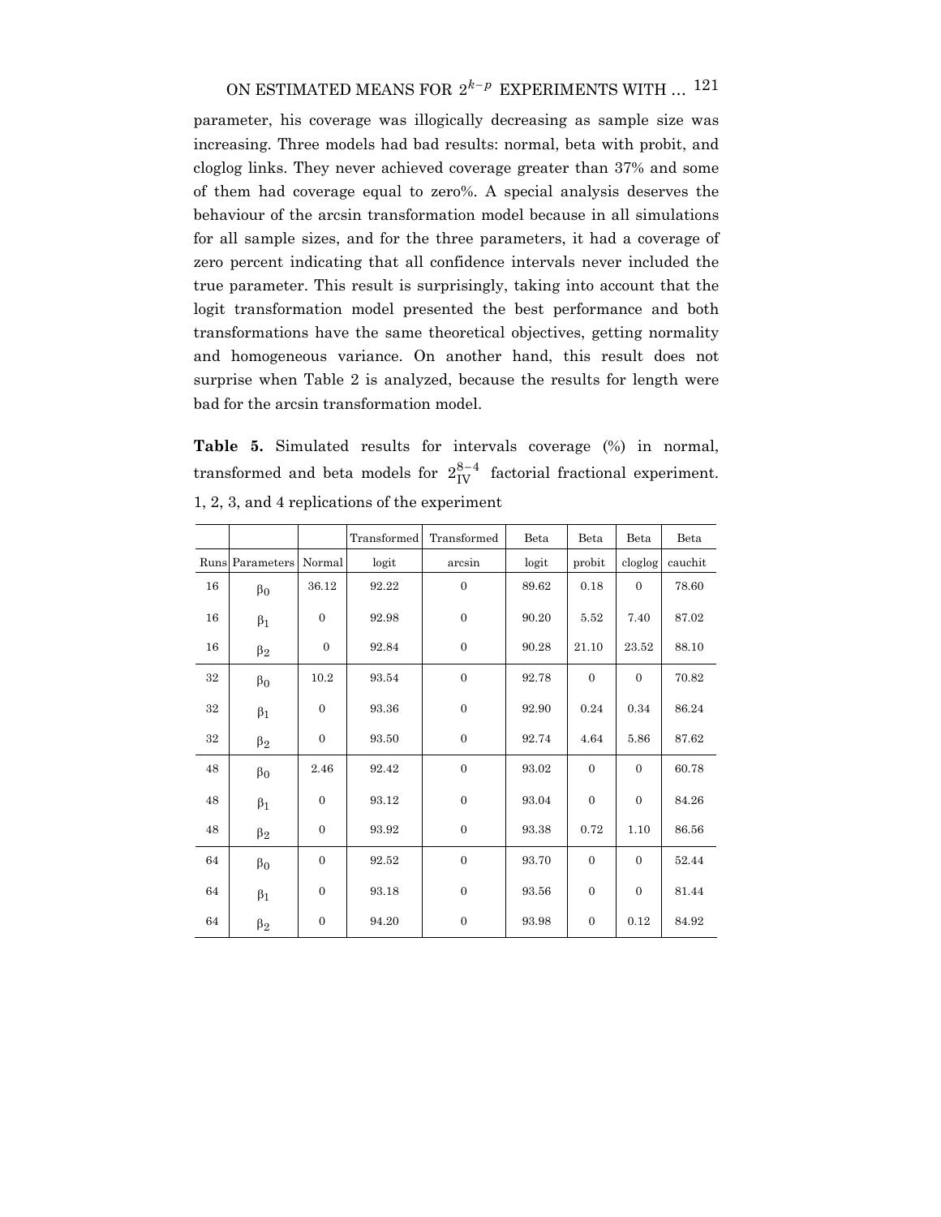parameter, his coverage was illogically decreasing as sample size was increasing. Three models had bad results: normal, beta with probit, and cloglog links. They never achieved coverage greater than 37% and some of them had coverage equal to zero%. A special analysis deserves the behaviour of the arcsin transformation model because in all simulations for all sample sizes, and for the three parameters, it had a coverage of zero percent indicating that all confidence intervals never included the true parameter. This result is surprisingly, taking into account that the logit transformation model presented the best performance and both transformations have the same theoretical objectives, getting normality and homogeneous variance. On another hand, this result does not surprise when Table 2 is analyzed, because the results for length were bad for the arcsin transformation model.

**Table 5.** Simulated results for intervals coverage (%) in normal, transformed and beta models for $2_{\text{IV}}^{8-4}$ factorial fractional experiment. 1, 2, 3, and 4 replications of the experiment

| | | | Transformed | Transformed | Beta | Beta | Beta | Beta |
|---|---|---|---|---|---|---|---|---|
| Runs | Parameters | Normal | logit | arcsin | logit | probit | cloglog | cauchit |
| 16 | $\beta_0$ | 36.12 | 92.22 | 0 | 89.62 | 0.18 | 0 | 78.60 |
| 16 | $\beta_1$ | 0 | 92.98 | 0 | 90.20 | 5.52 | 7.40 | 87.02 |
| 16 | $\beta_2$ | 0 | 92.84 | 0 | 90.28 | 21.10 | 23.52 | 88.10 |
| 32 | $\beta_0$ | 10.2 | 93.54 | 0 | 92.78 | 0 | 0 | 70.82 |
| 32 | $\beta_1$ | 0 | 93.36 | 0 | 92.90 | 0.24 | 0.34 | 86.24 |
| 32 | $\beta_2$ | 0 | 93.50 | 0 | 92.74 | 4.64 | 5.86 | 87.62 |
| 48 | $\beta_0$ | 2.46 | 92.42 | 0 | 93.02 | 0 | 0 | 60.78 |
| 48 | $\beta_1$ | 0 | 93.12 | 0 | 93.04 | 0 | 0 | 84.26 |
| 48 | $\beta_2$ | 0 | 93.92 | 0 | 93.38 | 0.72 | 1.10 | 86.56 |
| 64 | $\beta_0$ | 0 | 92.52 | 0 | 93.70 | 0 | 0 | 52.44 |
| 64 | $\beta_1$ | 0 | 93.18 | 0 | 93.56 | 0 | 0 | 81.44 |
| 64 | $\beta_2$ | 0 | 94.20 | 0 | 93.98 | 0 | 0.12 | 84.92 |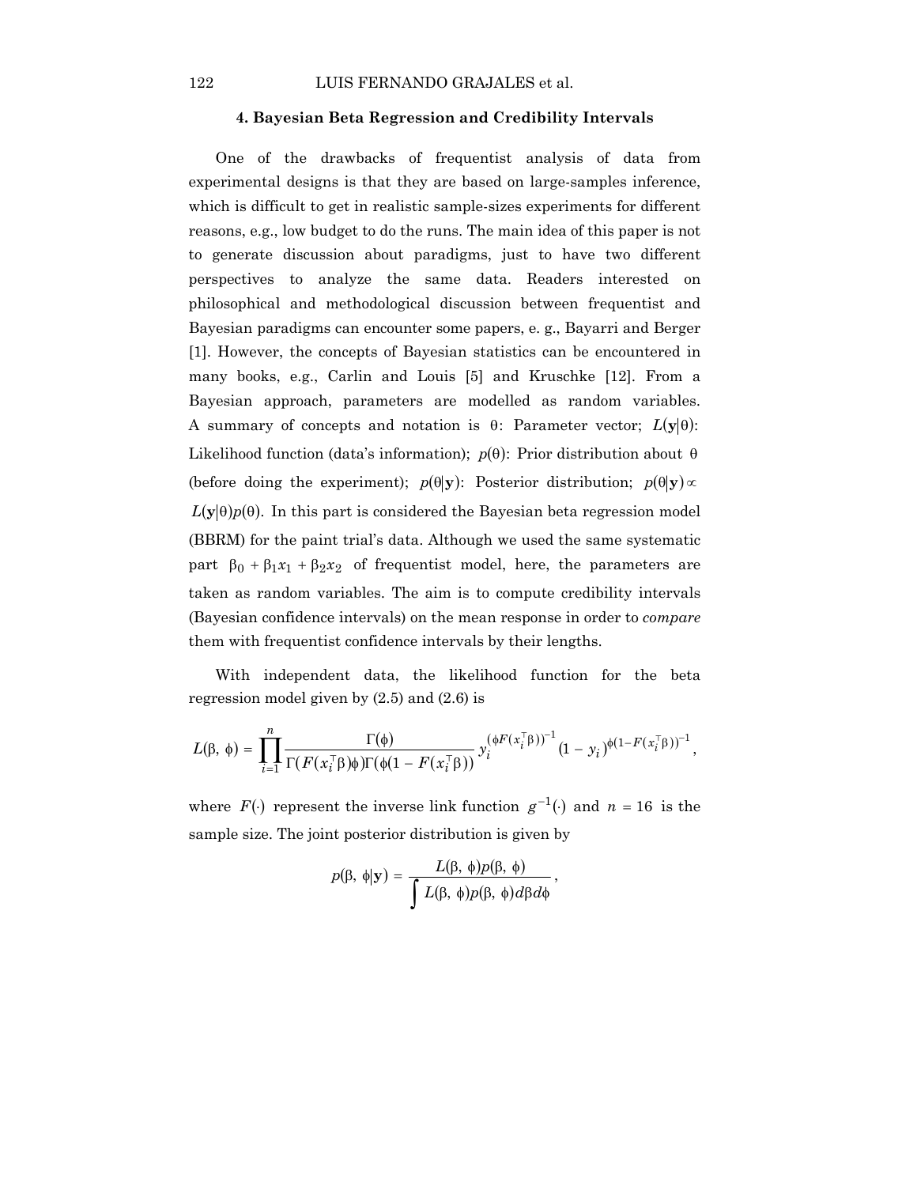### 4. Bayesian Beta Regression and Credibility Intervals

One of the drawbacks of frequentist analysis of data from experimental designs is that they are based on large-samples inference, which is difficult to get in realistic sample-sizes experiments for different reasons, e.g., low budget to do the runs. The main idea of this paper is not to generate discussion about paradigms, just to have two different perspectives to analyze the same data. Readers interested on philosophical and methodological discussion between frequentist and Bayesian paradigms can encounter some papers, e. g., Bayarri and Berger [1]. However, the concepts of Bayesian statistics can be encountered in many books, e.g., Carlin and Louis [5] and Kruschke [12]. From a Bayesian approach, parameters are modelled as random variables. A summary of concepts and notation is $\theta$: Parameter vector; $L(\mathbf{y}|\theta)$: Likelihood function (data's information); $p(\theta)$: Prior distribution about $\theta$ (before doing the experiment); $p(\theta|\mathbf{y})$: Posterior distribution; $p(\theta|\mathbf{y}) \propto L(\mathbf{y}|\theta)p(\theta)$. In this part is considered the Bayesian beta regression model (BBRM) for the paint trial's data. Although we used the same systematic part $\beta_0 + \beta_1 x_1 + \beta_2 x_2$ of frequentist model, here, the parameters are taken as random variables. The aim is to compute credibility intervals (Bayesian confidence intervals) on the mean response in order to *compare* them with frequentist confidence intervals by their lengths.

With independent data, the likelihood function for the beta regression model given by (2.5) and (2.6) is

$$L(\beta, \phi) = \prod_{i=1}^{n} \frac{\Gamma(\phi)}{\Gamma(F(x_i^{\top}\beta)\phi)\Gamma(\phi(1 - F(x_i^{\top}\beta))} y_i^{(\phi F(x_i^{\top}\beta))^{-1}} (1 - y_i)^{\phi(1 - F(x_i^{\top}\beta))^{-1}},$$

where $F(\cdot)$ represent the inverse link function $g^{-1}(\cdot)$ and $n = 16$ is the sample size. The joint posterior distribution is given by

$$p(\beta, \phi|\mathbf{y}) = \frac{L(\beta, \phi)p(\beta, \phi)}{\int L(\beta, \phi)p(\beta, \phi)d\beta d\phi},$$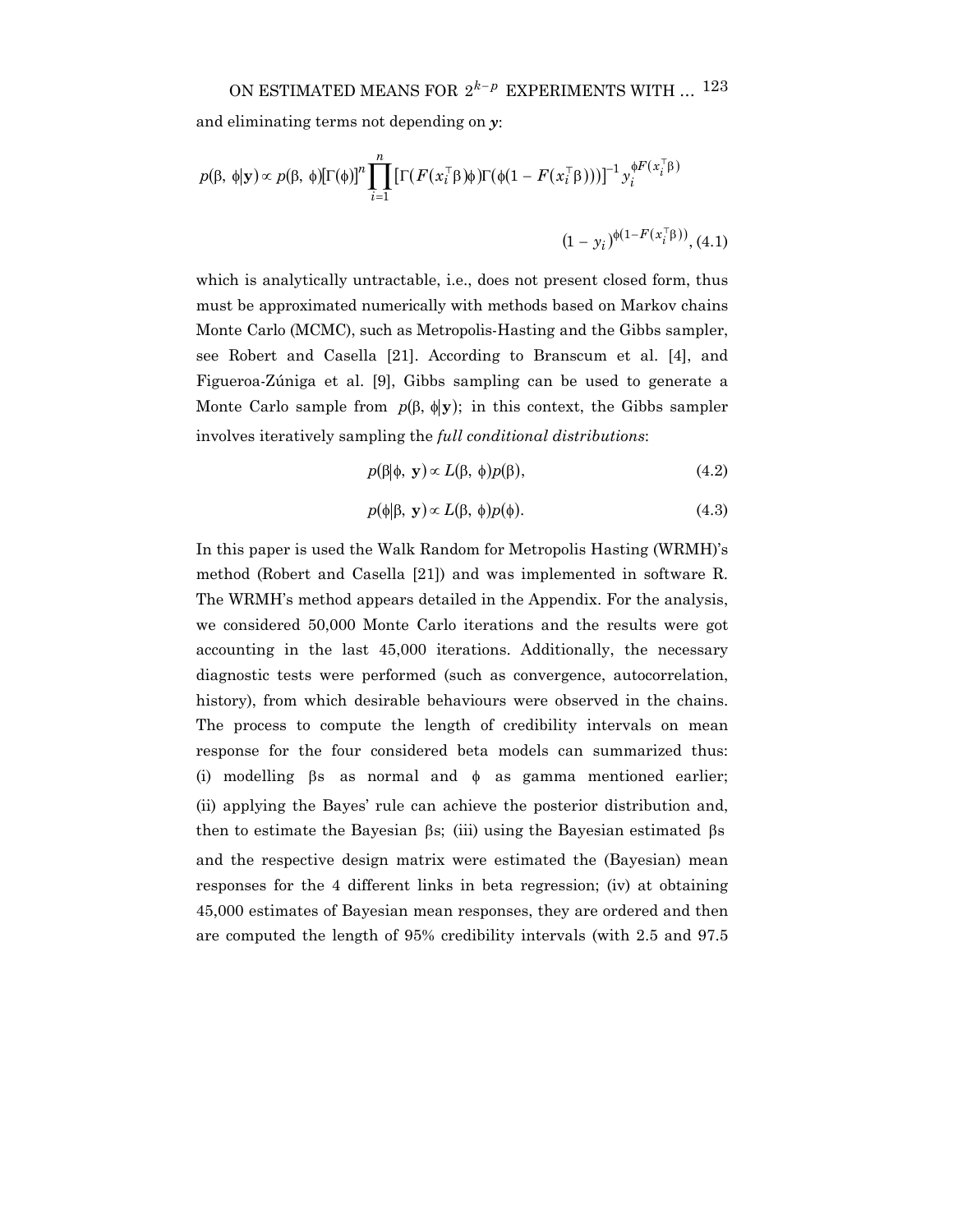and eliminating terms not depending on $\boldsymbol{y}$:

$$p(\beta, \phi|\mathbf{y}) \propto p(\beta, \phi)[\Gamma(\phi)]^n \prod_{i=1}^{n} [\Gamma(F(x_i^\top \beta)\phi)\Gamma(\phi(1 - F(x_i^\top \beta)))]^{-1} y_i^{\phi F(x_i^\top \beta)}$$

$$(1 - y_i)^{\phi(1-F(x_i^\top \beta))}, \quad (4.1)$$

which is analytically untractable, i.e., does not present closed form, thus must be approximated numerically with methods based on Markov chains Monte Carlo (MCMC), such as Metropolis-Hasting and the Gibbs sampler, see Robert and Casella [21]. According to Branscum et al. [4], and Figueroa-Zúniga et al. [9], Gibbs sampling can be used to generate a Monte Carlo sample from $p(\beta, \phi|\mathbf{y})$; in this context, the Gibbs sampler involves iteratively sampling the *full conditional distributions*:

$$p(\beta|\phi, \mathbf{y}) \propto L(\beta, \phi)p(\beta), \quad (4.2)$$

$$p(\phi|\beta, \mathbf{y}) \propto L(\beta, \phi)p(\phi). \quad (4.3)$$

In this paper is used the Walk Random for Metropolis Hasting (WRMH)'s method (Robert and Casella [21]) and was implemented in software R. The WRMH's method appears detailed in the Appendix. For the analysis, we considered 50,000 Monte Carlo iterations and the results were got accounting in the last 45,000 iterations. Additionally, the necessary diagnostic tests were performed (such as convergence, autocorrelation, history), from which desirable behaviours were observed in the chains. The process to compute the length of credibility intervals on mean response for the four considered beta models can summarized thus: (i) modelling $\beta$s as normal and $\phi$ as gamma mentioned earlier; (ii) applying the Bayes' rule can achieve the posterior distribution and, then to estimate the Bayesian $\beta$s; (iii) using the Bayesian estimated $\beta$s and the respective design matrix were estimated the (Bayesian) mean responses for the 4 different links in beta regression; (iv) at obtaining 45,000 estimates of Bayesian mean responses, they are ordered and then are computed the length of 95% credibility intervals (with 2.5 and 97.5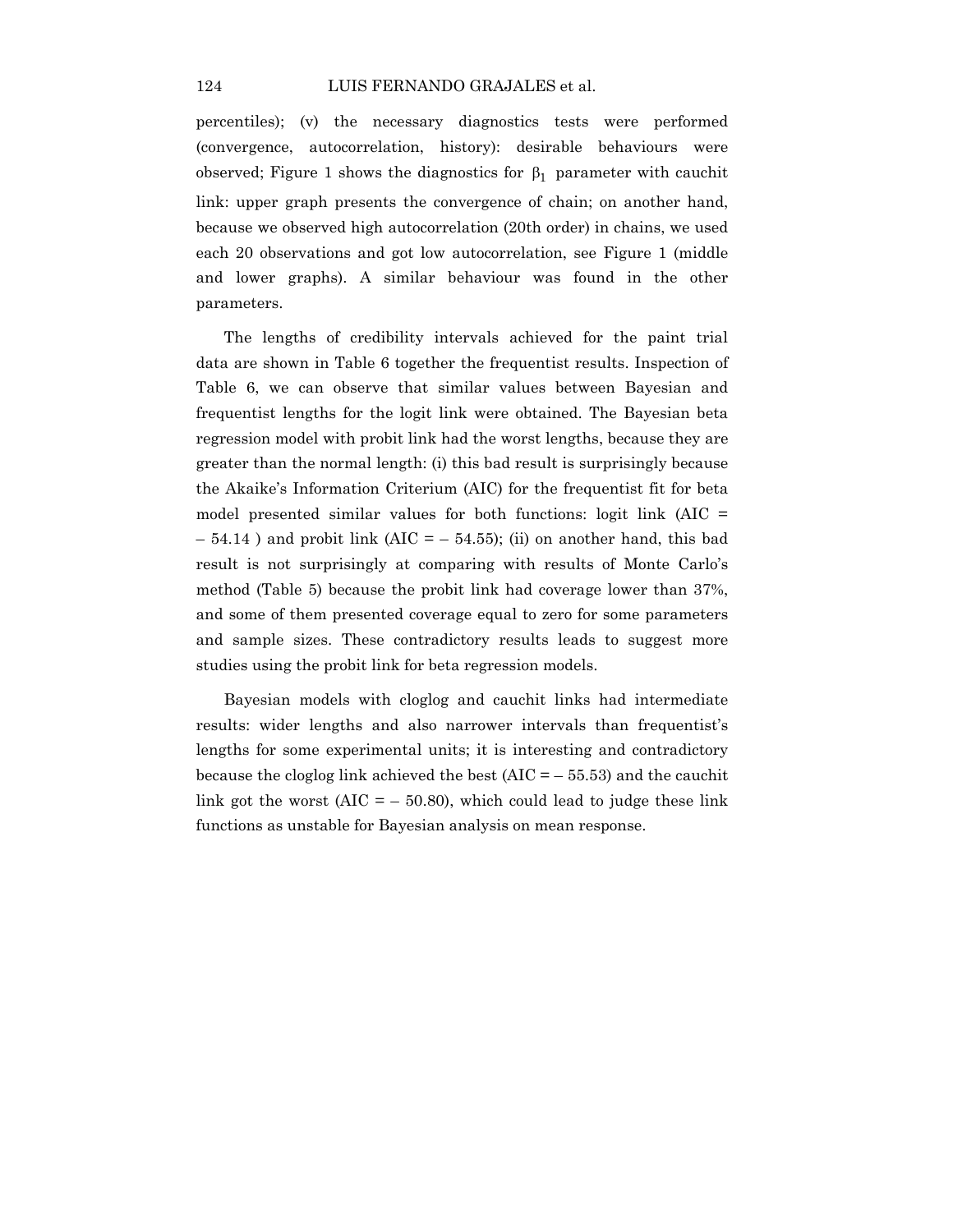percentiles); (v) the necessary diagnostics tests were performed (convergence, autocorrelation, history): desirable behaviours were observed; Figure 1 shows the diagnostics for $\beta_1$ parameter with cauchit link: upper graph presents the convergence of chain; on another hand, because we observed high autocorrelation (20th order) in chains, we used each 20 observations and got low autocorrelation, see Figure 1 (middle and lower graphs). A similar behaviour was found in the other parameters.

The lengths of credibility intervals achieved for the paint trial data are shown in Table 6 together the frequentist results. Inspection of Table 6, we can observe that similar values between Bayesian and frequentist lengths for the logit link were obtained. The Bayesian beta regression model with probit link had the worst lengths, because they are greater than the normal length: (i) this bad result is surprisingly because the Akaike's Information Criterium (AIC) for the frequentist fit for beta model presented similar values for both functions: logit link (AIC = – 54.14 ) and probit link (AIC = – 54.55); (ii) on another hand, this bad result is not surprisingly at comparing with results of Monte Carlo's method (Table 5) because the probit link had coverage lower than 37%, and some of them presented coverage equal to zero for some parameters and sample sizes. These contradictory results leads to suggest more studies using the probit link for beta regression models.

Bayesian models with cloglog and cauchit links had intermediate results: wider lengths and also narrower intervals than frequentist's lengths for some experimental units; it is interesting and contradictory because the cloglog link achieved the best (AIC = – 55.53) and the cauchit link got the worst (AIC = – 50.80), which could lead to judge these link functions as unstable for Bayesian analysis on mean response.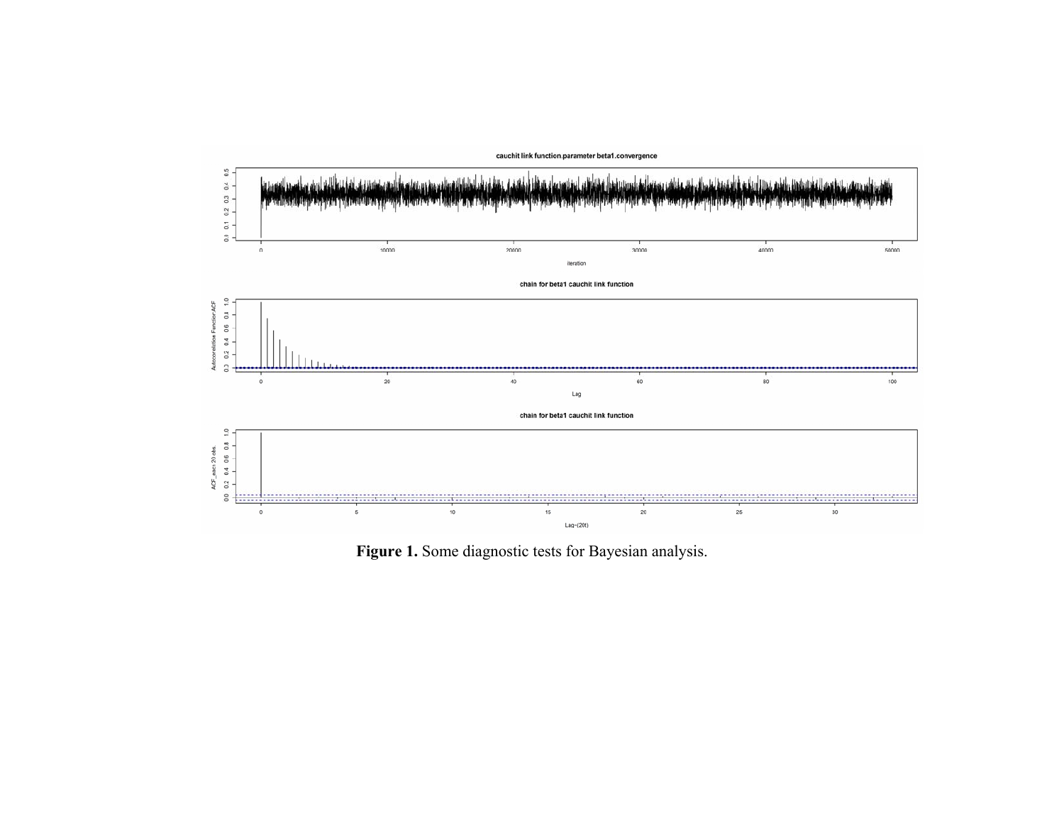Figure 1. Some diagnostic tests for Bayesian analysis.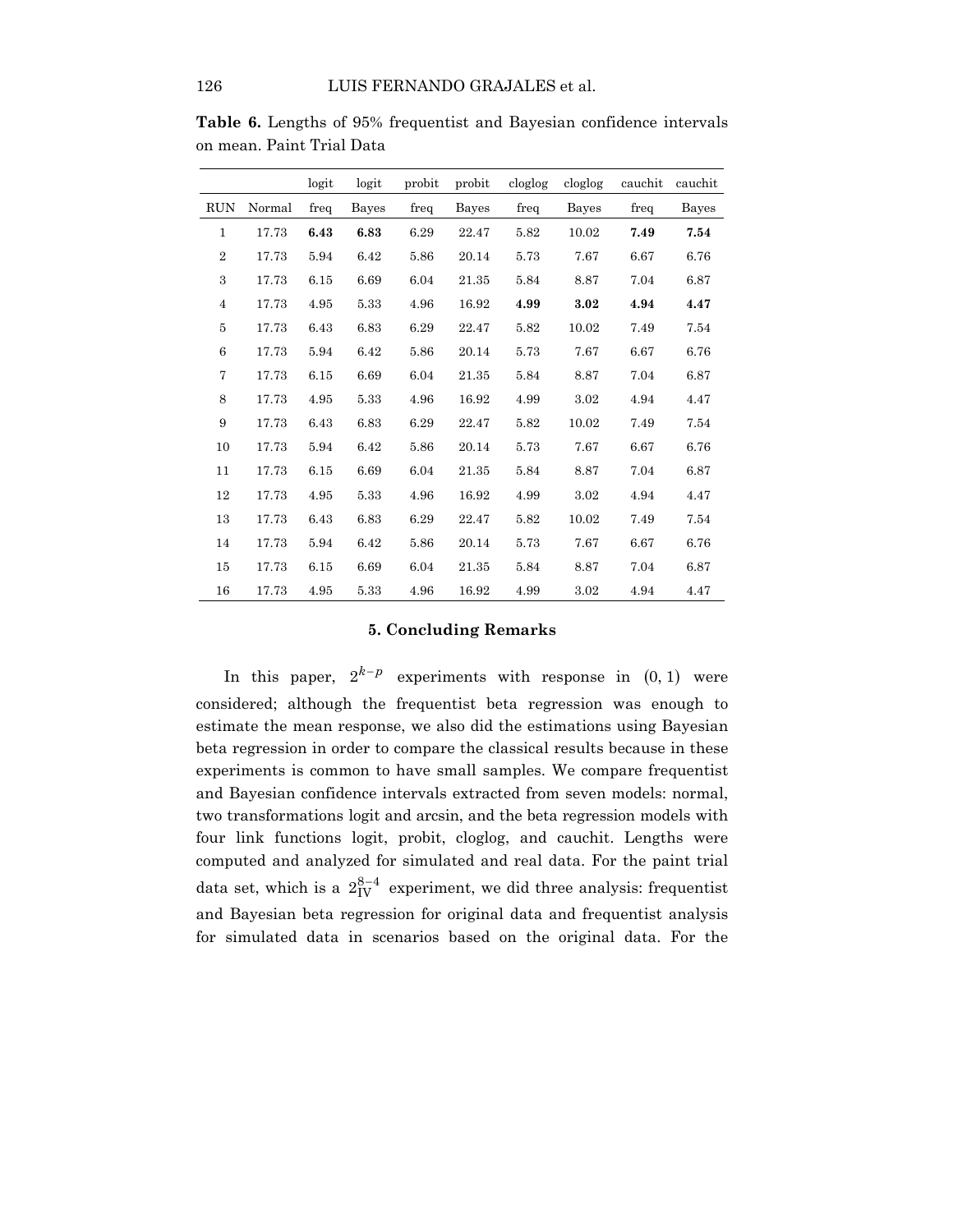**Table 6.** Lengths of 95% frequentist and Bayesian confidence intervals on mean. Paint Trial Data

| | | logit | logit | probit | probit | cloglog | cloglog | cauchit | cauchit |
|---|---|---|---|---|---|---|---|---|---|
| RUN | Normal | freq | Bayes | freq | Bayes | freq | Bayes | freq | Bayes |
| 1 | 17.73 | **6.43** | **6.83** | 6.29 | 22.47 | 5.82 | 10.02 | **7.49** | **7.54** |
| 2 | 17.73 | 5.94 | 6.42 | 5.86 | 20.14 | 5.73 | 7.67 | 6.67 | 6.76 |
| 3 | 17.73 | 6.15 | 6.69 | 6.04 | 21.35 | 5.84 | 8.87 | 7.04 | 6.87 |
| 4 | 17.73 | 4.95 | 5.33 | 4.96 | 16.92 | **4.99** | **3.02** | **4.94** | **4.47** |
| 5 | 17.73 | 6.43 | 6.83 | 6.29 | 22.47 | 5.82 | 10.02 | 7.49 | 7.54 |
| 6 | 17.73 | 5.94 | 6.42 | 5.86 | 20.14 | 5.73 | 7.67 | 6.67 | 6.76 |
| 7 | 17.73 | 6.15 | 6.69 | 6.04 | 21.35 | 5.84 | 8.87 | 7.04 | 6.87 |
| 8 | 17.73 | 4.95 | 5.33 | 4.96 | 16.92 | 4.99 | 3.02 | 4.94 | 4.47 |
| 9 | 17.73 | 6.43 | 6.83 | 6.29 | 22.47 | 5.82 | 10.02 | 7.49 | 7.54 |
| 10 | 17.73 | 5.94 | 6.42 | 5.86 | 20.14 | 5.73 | 7.67 | 6.67 | 6.76 |
| 11 | 17.73 | 6.15 | 6.69 | 6.04 | 21.35 | 5.84 | 8.87 | 7.04 | 6.87 |
| 12 | 17.73 | 4.95 | 5.33 | 4.96 | 16.92 | 4.99 | 3.02 | 4.94 | 4.47 |
| 13 | 17.73 | 6.43 | 6.83 | 6.29 | 22.47 | 5.82 | 10.02 | 7.49 | 7.54 |
| 14 | 17.73 | 5.94 | 6.42 | 5.86 | 20.14 | 5.73 | 7.67 | 6.67 | 6.76 |
| 15 | 17.73 | 6.15 | 6.69 | 6.04 | 21.35 | 5.84 | 8.87 | 7.04 | 6.87 |
| 16 | 17.73 | 4.95 | 5.33 | 4.96 | 16.92 | 4.99 | 3.02 | 4.94 | 4.47 |

## 5. Concluding Remarks

In this paper, $2^{k-p}$ experiments with response in $(0, 1)$ were considered; although the frequentist beta regression was enough to estimate the mean response, we also did the estimations using Bayesian beta regression in order to compare the classical results because in these experiments is common to have small samples. We compare frequentist and Bayesian confidence intervals extracted from seven models: normal, two transformations logit and arcsin, and the beta regression models with four link functions logit, probit, cloglog, and cauchit. Lengths were computed and analyzed for simulated and real data. For the paint trial data set, which is a $2_{\text{IV}}^{8-4}$ experiment, we did three analysis: frequentist and Bayesian beta regression for original data and frequentist analysis for simulated data in scenarios based on the original data. For the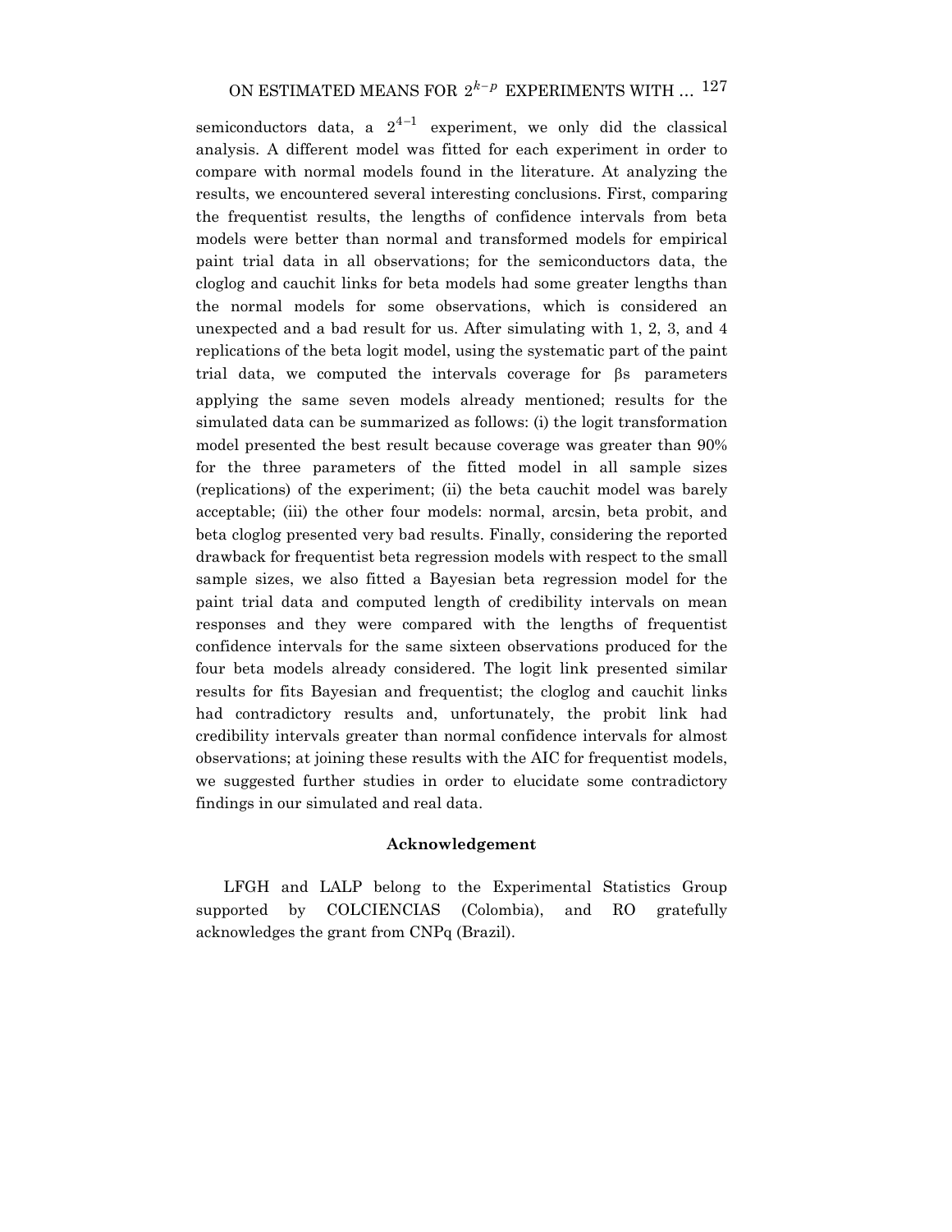semiconductors data, a $2^{4-1}$ experiment, we only did the classical analysis. A different model was fitted for each experiment in order to compare with normal models found in the literature. At analyzing the results, we encountered several interesting conclusions. First, comparing the frequentist results, the lengths of confidence intervals from beta models were better than normal and transformed models for empirical paint trial data in all observations; for the semiconductors data, the cloglog and cauchit links for beta models had some greater lengths than the normal models for some observations, which is considered an unexpected and a bad result for us. After simulating with 1, 2, 3, and 4 replications of the beta logit model, using the systematic part of the paint trial data, we computed the intervals coverage for βs parameters applying the same seven models already mentioned; results for the simulated data can be summarized as follows: (i) the logit transformation model presented the best result because coverage was greater than 90% for the three parameters of the fitted model in all sample sizes (replications) of the experiment; (ii) the beta cauchit model was barely acceptable; (iii) the other four models: normal, arcsin, beta probit, and beta cloglog presented very bad results. Finally, considering the reported drawback for frequentist beta regression models with respect to the small sample sizes, we also fitted a Bayesian beta regression model for the paint trial data and computed length of credibility intervals on mean responses and they were compared with the lengths of frequentist confidence intervals for the same sixteen observations produced for the four beta models already considered. The logit link presented similar results for fits Bayesian and frequentist; the cloglog and cauchit links had contradictory results and, unfortunately, the probit link had credibility intervals greater than normal confidence intervals for almost observations; at joining these results with the AIC for frequentist models, we suggested further studies in order to elucidate some contradictory findings in our simulated and real data.

## Acknowledgement

LFGH and LALP belong to the Experimental Statistics Group supported by COLCIENCIAS (Colombia), and RO gratefully acknowledges the grant from CNPq (Brazil).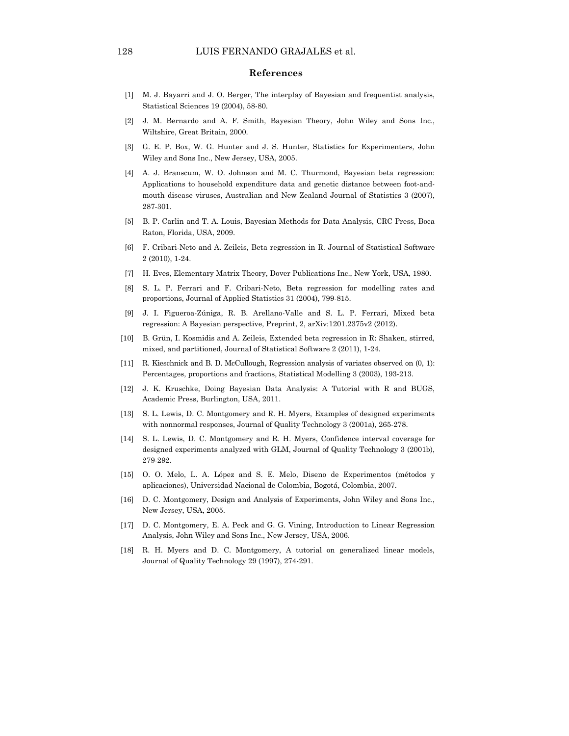## References

[1] M. J. Bayarri and J. O. Berger, The interplay of Bayesian and frequentist analysis, Statistical Sciences 19 (2004), 58-80.

[2] J. M. Bernardo and A. F. Smith, Bayesian Theory, John Wiley and Sons Inc., Wiltshire, Great Britain, 2000.

[3] G. E. P. Box, W. G. Hunter and J. S. Hunter, Statistics for Experimenters, John Wiley and Sons Inc., New Jersey, USA, 2005.

[4] A. J. Branscum, W. O. Johnson and M. C. Thurmond, Bayesian beta regression: Applications to household expenditure data and genetic distance between foot-and-mouth disease viruses, Australian and New Zealand Journal of Statistics 3 (2007), 287-301.

[5] B. P. Carlin and T. A. Louis, Bayesian Methods for Data Analysis, CRC Press, Boca Raton, Florida, USA, 2009.

[6] F. Cribari-Neto and A. Zeileis, Beta regression in R. Journal of Statistical Software 2 (2010), 1-24.

[7] H. Eves, Elementary Matrix Theory, Dover Publications Inc., New York, USA, 1980.

[8] S. L. P. Ferrari and F. Cribari-Neto, Beta regression for modelling rates and proportions, Journal of Applied Statistics 31 (2004), 799-815.

[9] J. I. Figueroa-Zúniga, R. B. Arellano-Valle and S. L. P. Ferrari, Mixed beta regression: A Bayesian perspective, Preprint, 2, arXiv:1201.2375v2 (2012).

[10] B. Grün, I. Kosmidis and A. Zeileis, Extended beta regression in R: Shaken, stirred, mixed, and partitioned, Journal of Statistical Software 2 (2011), 1-24.

[11] R. Kieschnick and B. D. McCullough, Regression analysis of variates observed on (0, 1): Percentages, proportions and fractions, Statistical Modelling 3 (2003), 193-213.

[12] J. K. Kruschke, Doing Bayesian Data Analysis: A Tutorial with R and BUGS, Academic Press, Burlington, USA, 2011.

[13] S. L. Lewis, D. C. Montgomery and R. H. Myers, Examples of designed experiments with nonnormal responses, Journal of Quality Technology 3 (2001a), 265-278.

[14] S. L. Lewis, D. C. Montgomery and R. H. Myers, Confidence interval coverage for designed experiments analyzed with GLM, Journal of Quality Technology 3 (2001b), 279-292.

[15] O. O. Melo, L. A. López and S. E. Melo, Diseno de Experimentos (métodos y aplicaciones), Universidad Nacional de Colombia, Bogotá, Colombia, 2007.

[16] D. C. Montgomery, Design and Analysis of Experiments, John Wiley and Sons Inc., New Jersey, USA, 2005.

[17] D. C. Montgomery, E. A. Peck and G. G. Vining, Introduction to Linear Regression Analysis, John Wiley and Sons Inc., New Jersey, USA, 2006.

[18] R. H. Myers and D. C. Montgomery, A tutorial on generalized linear models, Journal of Quality Technology 29 (1997), 274-291.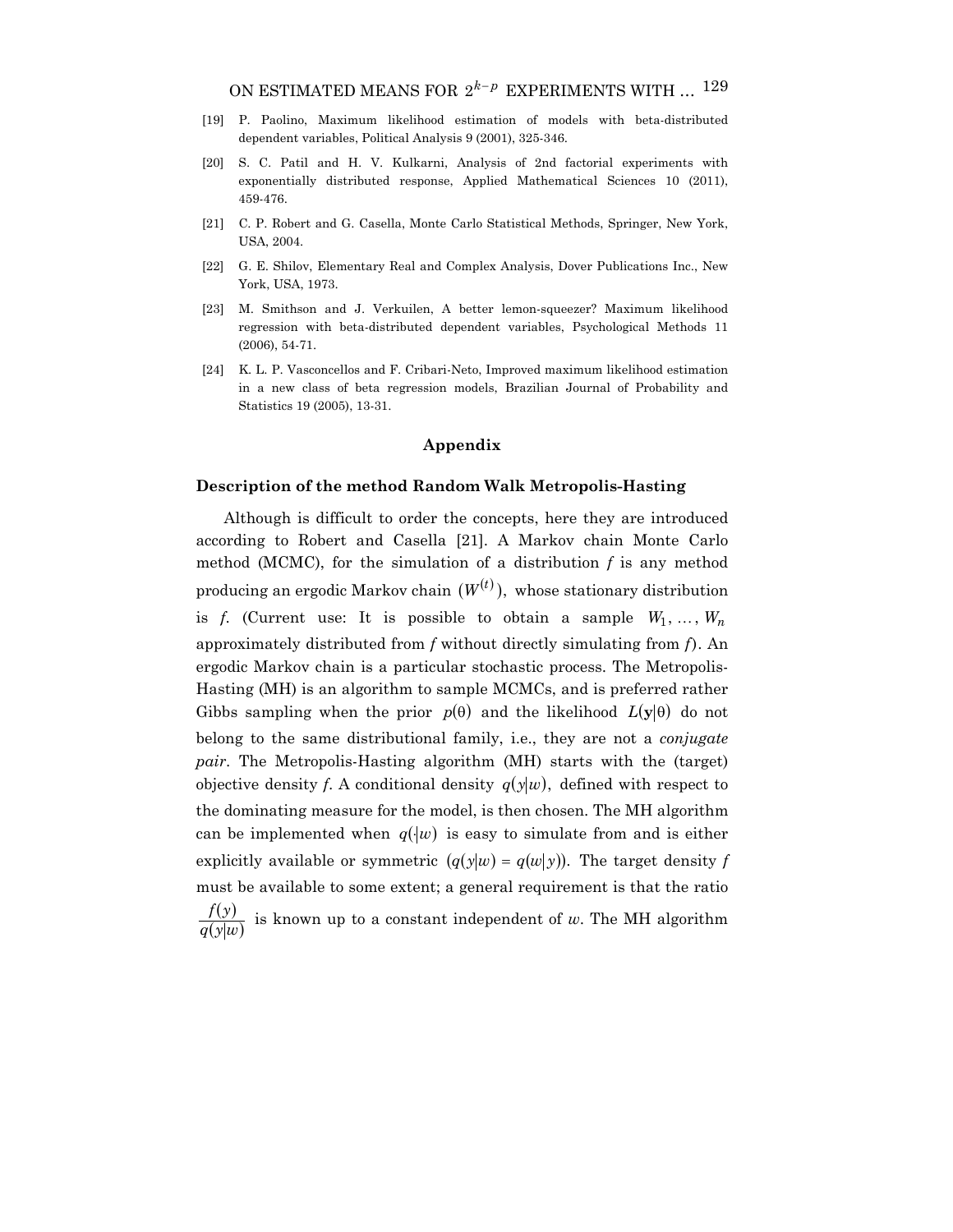[19] P. Paolino, Maximum likelihood estimation of models with beta-distributed dependent variables, Political Analysis 9 (2001), 325-346.

[20] S. C. Patil and H. V. Kulkarni, Analysis of 2nd factorial experiments with exponentially distributed response, Applied Mathematical Sciences 10 (2011), 459-476.

[21] C. P. Robert and G. Casella, Monte Carlo Statistical Methods, Springer, New York, USA, 2004.

[22] G. E. Shilov, Elementary Real and Complex Analysis, Dover Publications Inc., New York, USA, 1973.

[23] M. Smithson and J. Verkuilen, A better lemon-squeezer? Maximum likelihood regression with beta-distributed dependent variables, Psychological Methods 11 (2006), 54-71.

[24] K. L. P. Vasconcellos and F. Cribari-Neto, Improved maximum likelihood estimation in a new class of beta regression models, Brazilian Journal of Probability and Statistics 19 (2005), 13-31.

## Appendix

### Description of the method Random Walk Metropolis-Hasting

Although is difficult to order the concepts, here they are introduced according to Robert and Casella [21]. A Markov chain Monte Carlo method (MCMC), for the simulation of a distribution *f* is any method producing an ergodic Markov chain $(W^{(t)})$, whose stationary distribution is *f*. (Current use: It is possible to obtain a sample $W_1, \ldots, W_n$ approximately distributed from *f* without directly simulating from *f*). An ergodic Markov chain is a particular stochastic process. The Metropolis-Hasting (MH) is an algorithm to sample MCMCs, and is preferred rather Gibbs sampling when the prior $p(\theta)$ and the likelihood $L(\mathbf{y}|\theta)$ do not belong to the same distributional family, i.e., they are not a *conjugate pair*. The Metropolis-Hasting algorithm (MH) starts with the (target) objective density *f*. A conditional density $q(y|w)$, defined with respect to the dominating measure for the model, is then chosen. The MH algorithm can be implemented when $q(\cdot|w)$ is easy to simulate from and is either explicitly available or symmetric $(q(y|w) = q(w|y))$. The target density *f* must be available to some extent; a general requirement is that the ratio $\frac{f(y)}{q(y|w)}$ is known up to a constant independent of *w*. The MH algorithm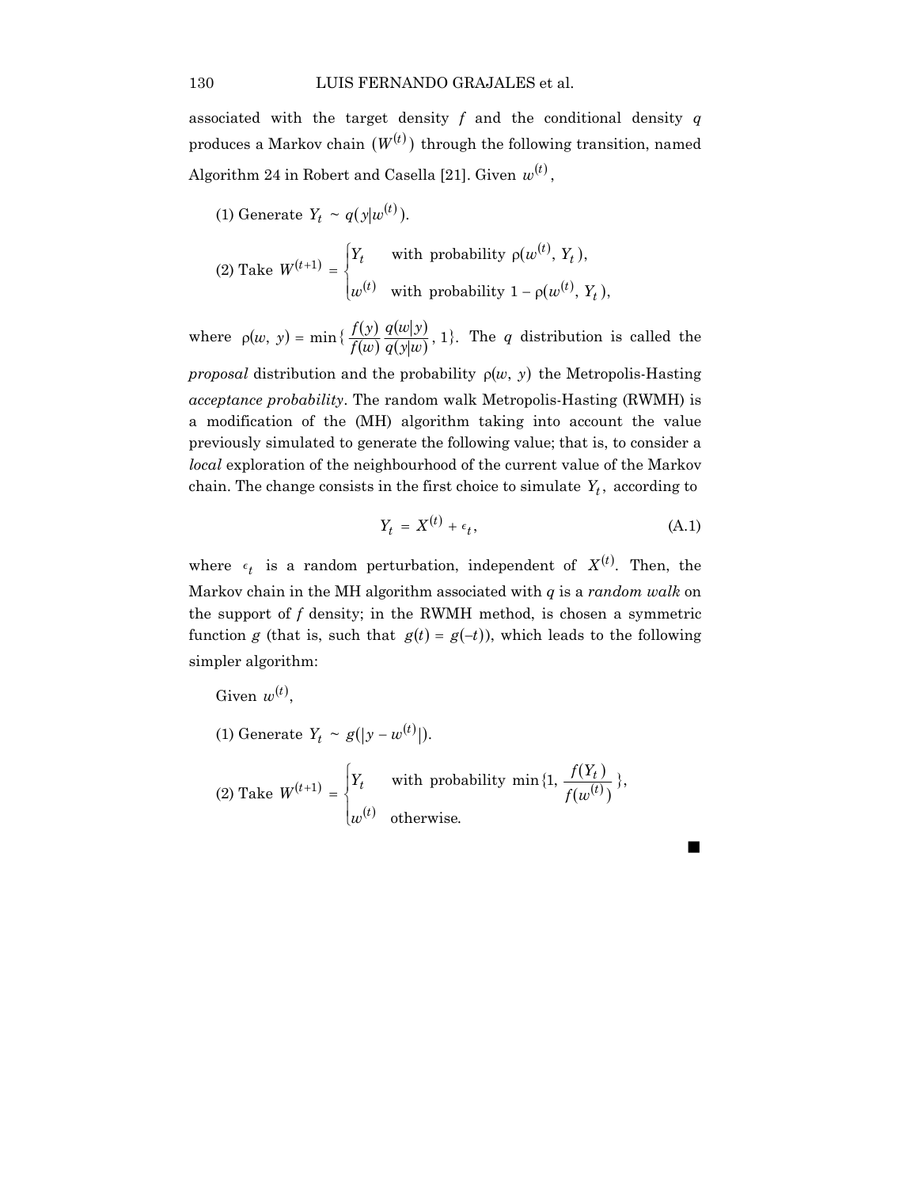associated with the target density $f$ and the conditional density $q$ produces a Markov chain $(W^{(t)})$ through the following transition, named Algorithm 24 in Robert and Casella [21]. Given $w^{(t)}$,

(1) Generate $Y_t \sim q(y|w^{(t)})$.

(2) Take $W^{(t+1)} = \begin{cases} Y_t & \text{with probability } \rho(w^{(t)}, Y_t), \\ w^{(t)} & \text{with probability } 1 - \rho(w^{(t)}, Y_t), \end{cases}$

where $\rho(w, y) = \min\{ \frac{f(y)}{f(w)} \frac{q(w|y)}{q(y|w)}, 1\}$. The $q$ distribution is called the *proposal* distribution and the probability $\rho(w, y)$ the Metropolis-Hasting *acceptance probability*. The random walk Metropolis-Hasting (RWMH) is a modification of the (MH) algorithm taking into account the value previously simulated to generate the following value; that is, to consider a *local* exploration of the neighbourhood of the current value of the Markov chain. The change consists in the first choice to simulate $Y_t$, according to

$$Y_t = X^{(t)} + \epsilon_t, \tag{A.1}$$

where $\epsilon_t$ is a random perturbation, independent of $X^{(t)}$. Then, the Markov chain in the MH algorithm associated with $q$ is a *random walk* on the support of $f$ density; in the RWMH method, is chosen a symmetric function $g$ (that is, such that $g(t) = g(-t)$), which leads to the following simpler algorithm:

Given $w^{(t)}$,

(1) Generate $Y_t \sim g(|y - w^{(t)}|)$.

(2) Take $W^{(t+1)} = \begin{cases} Y_t & \text{with probability } \min\{1, \frac{f(Y_t)}{f(w^{(t)})}\}, \\ w^{(t)} & \text{otherwise.} \end{cases}$

■